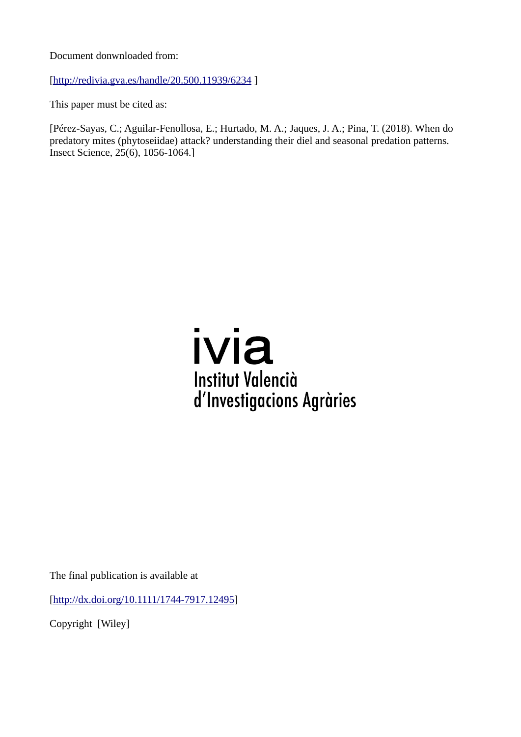Document donwnloaded from:

[http://redivia.gva.es/handle/20.500.11939/6234 ]

This paper must be cited as:

[Pérez-Sayas, C.; Aguilar-Fenollosa, E.; Hurtado, M. A.; Jaques, J. A.; Pina, T. (2018). When do predatory mites (phytoseiidae) attack? understanding their diel and seasonal predation patterns. Insect Science, 25(6), 1056-1064.]

ivia
Institut Valencià d'Investigacions Agràries

The final publication is available at

[http://dx.doi.org/10.1111/1744-7917.12495]

Copyright [Wiley]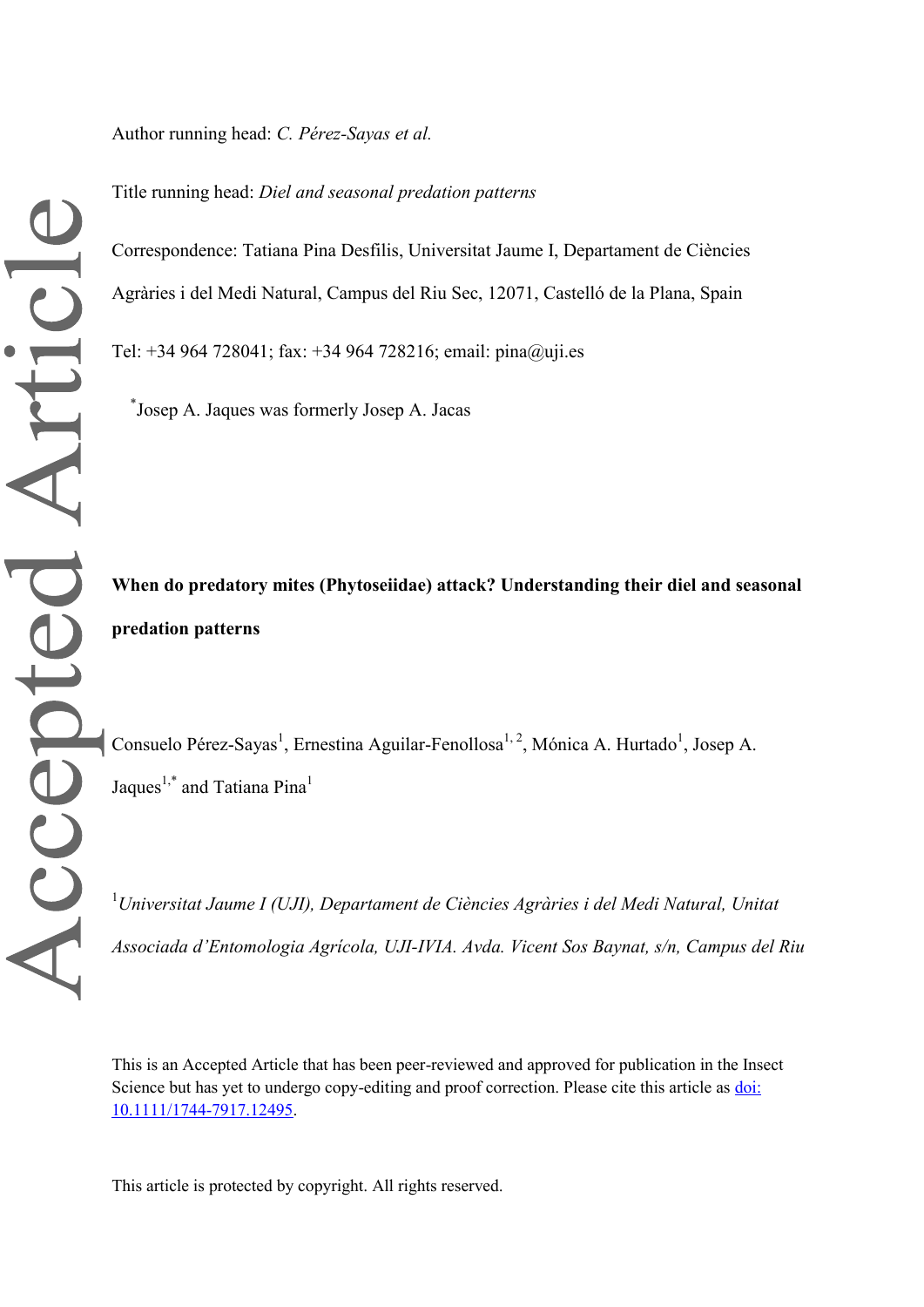Author running head: *C. Pérez-Sayas et al.*

Title running head: *Diel and seasonal predation patterns*

Correspondence: Tatiana Pina Desfilis, Universitat Jaume I, Departament de Ciències Agràries i del Medi Natural, Campus del Riu Sec, 12071, Castelló de la Plana, Spain

Tel: +34 964 728041; fax: +34 964 728216; email: pina@uji.es

[*]Josep A. Jaques was formerly Josep A. Jacas

**When do predatory mites (Phytoseiidae) attack? Understanding their diel and seasonal predation patterns**

Consuelo Pérez-Sayas[1], Ernestina Aguilar-Fenollosa[1, 2], Mónica A. Hurtado[1], Josep A. Jaques[1,*] and Tatiana Pina[1]

[1]*Universitat Jaume I (UJI), Departament de Ciències Agràries i del Medi Natural, Unitat Associada d'Entomologia Agrícola, UJI-IVIA. Avda. Vicent Sos Baynat, s/n, Campus del Riu*

This is an Accepted Article that has been peer-reviewed and approved for publication in the Insect Science but has yet to undergo copy-editing and proof correction. Please cite this article as doi: 10.1111/1744-7917.12495.

This article is protected by copyright. All rights reserved.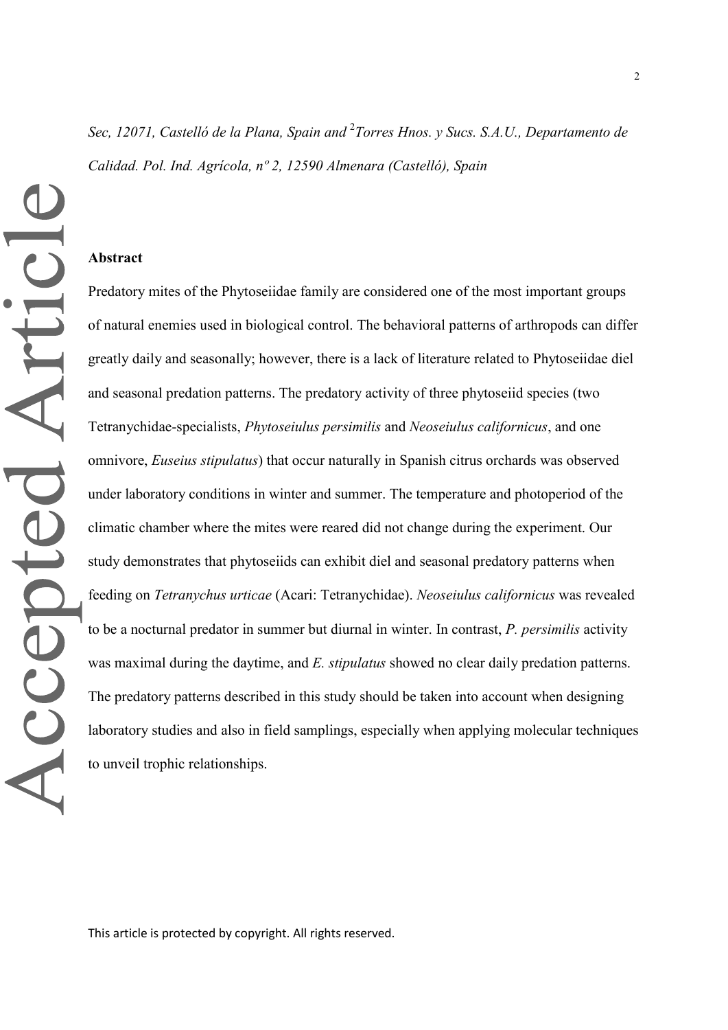*Sec, 12071, Castelló de la Plana, Spain and* [2]*Torres Hnos. y Sucs. S.A.U., Departamento de Calidad. Pol. Ind. Agrícola, nº 2, 12590 Almenara (Castelló), Spain*

## Abstract

Predatory mites of the Phytoseiidae family are considered one of the most important groups of natural enemies used in biological control. The behavioral patterns of arthropods can differ greatly daily and seasonally; however, there is a lack of literature related to Phytoseiidae diel and seasonal predation patterns. The predatory activity of three phytoseiid species (two Tetranychidae-specialists, *Phytoseiulus persimilis* and *Neoseiulus californicus*, and one omnivore, *Euseius stipulatus*) that occur naturally in Spanish citrus orchards was observed under laboratory conditions in winter and summer. The temperature and photoperiod of the climatic chamber where the mites were reared did not change during the experiment. Our study demonstrates that phytoseiids can exhibit diel and seasonal predatory patterns when feeding on *Tetranychus urticae* (Acari: Tetranychidae). *Neoseiulus californicus* was revealed to be a nocturnal predator in summer but diurnal in winter. In contrast, *P. persimilis* activity was maximal during the daytime, and *E. stipulatus* showed no clear daily predation patterns. The predatory patterns described in this study should be taken into account when designing laboratory studies and also in field samplings, especially when applying molecular techniques to unveil trophic relationships.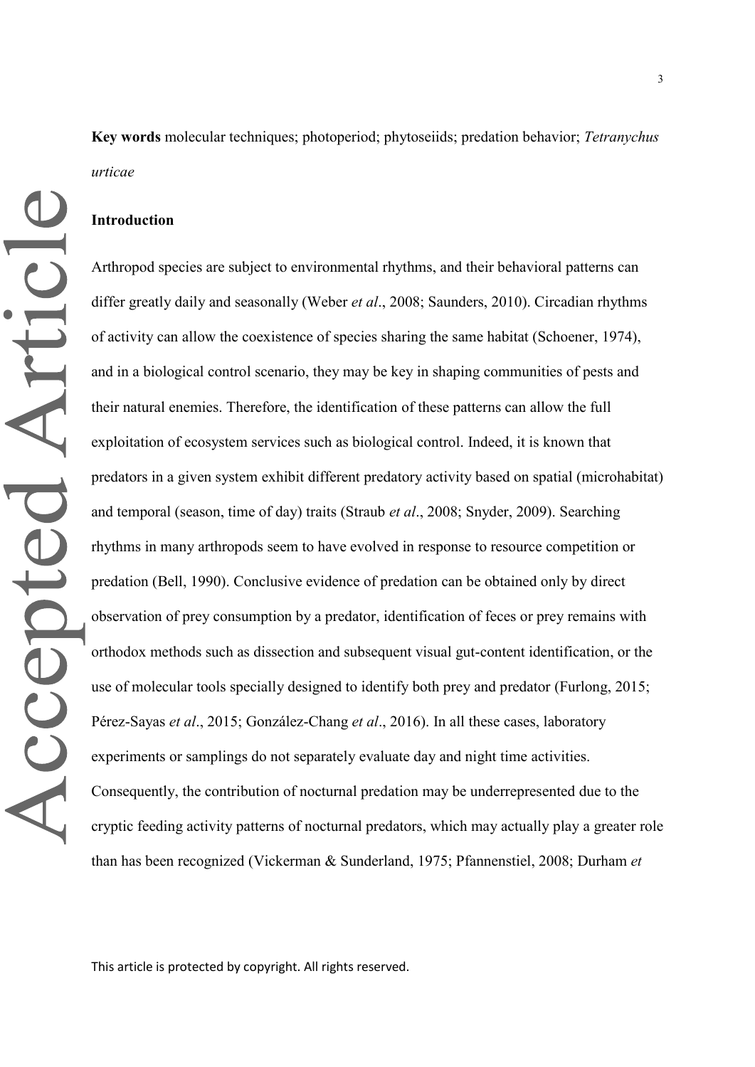**Key words** molecular techniques; photoperiod; phytoseiids; predation behavior; *Tetranychus urticae*

## Introduction

Arthropod species are subject to environmental rhythms, and their behavioral patterns can differ greatly daily and seasonally (Weber *et al*., 2008; Saunders, 2010). Circadian rhythms of activity can allow the coexistence of species sharing the same habitat (Schoener, 1974), and in a biological control scenario, they may be key in shaping communities of pests and their natural enemies. Therefore, the identification of these patterns can allow the full exploitation of ecosystem services such as biological control. Indeed, it is known that predators in a given system exhibit different predatory activity based on spatial (microhabitat) and temporal (season, time of day) traits (Straub *et al*., 2008; Snyder, 2009). Searching rhythms in many arthropods seem to have evolved in response to resource competition or predation (Bell, 1990). Conclusive evidence of predation can be obtained only by direct observation of prey consumption by a predator, identification of feces or prey remains with orthodox methods such as dissection and subsequent visual gut-content identification, or the use of molecular tools specially designed to identify both prey and predator (Furlong, 2015; Pérez-Sayas *et al*., 2015; González-Chang *et al*., 2016). In all these cases, laboratory experiments or samplings do not separately evaluate day and night time activities. Consequently, the contribution of nocturnal predation may be underrepresented due to the cryptic feeding activity patterns of nocturnal predators, which may actually play a greater role than has been recognized (Vickerman & Sunderland, 1975; Pfannenstiel, 2008; Durham *et*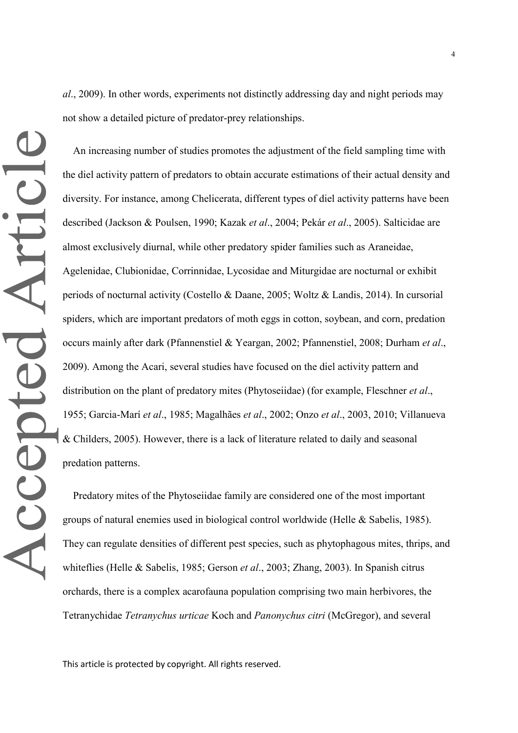*al*., 2009). In other words, experiments not distinctly addressing day and night periods may not show a detailed picture of predator-prey relationships.

An increasing number of studies promotes the adjustment of the field sampling time with the diel activity pattern of predators to obtain accurate estimations of their actual density and diversity. For instance, among Chelicerata, different types of diel activity patterns have been described (Jackson & Poulsen, 1990; Kazak *et al*., 2004; Pekár *et al*., 2005). Salticidae are almost exclusively diurnal, while other predatory spider families such as Araneidae, Agelenidae, Clubionidae, Corrinnidae, Lycosidae and Miturgidae are nocturnal or exhibit periods of nocturnal activity (Costello & Daane, 2005; Woltz & Landis, 2014). In cursorial spiders, which are important predators of moth eggs in cotton, soybean, and corn, predation occurs mainly after dark (Pfannenstiel & Yeargan, 2002; Pfannenstiel, 2008; Durham *et al*., 2009). Among the Acari, several studies have focused on the diel activity pattern and distribution on the plant of predatory mites (Phytoseiidae) (for example, Fleschner *et al*., 1955; Garcia-Marí *et al*., 1985; Magalhães *et al*., 2002; Onzo *et al*., 2003, 2010; Villanueva & Childers, 2005). However, there is a lack of literature related to daily and seasonal predation patterns.

Predatory mites of the Phytoseiidae family are considered one of the most important groups of natural enemies used in biological control worldwide (Helle & Sabelis, 1985). They can regulate densities of different pest species, such as phytophagous mites, thrips, and whiteflies (Helle & Sabelis, 1985; Gerson *et al*., 2003; Zhang, 2003). In Spanish citrus orchards, there is a complex acarofauna population comprising two main herbivores, the Tetranychidae *Tetranychus urticae* Koch and *Panonychus citri* (McGregor), and several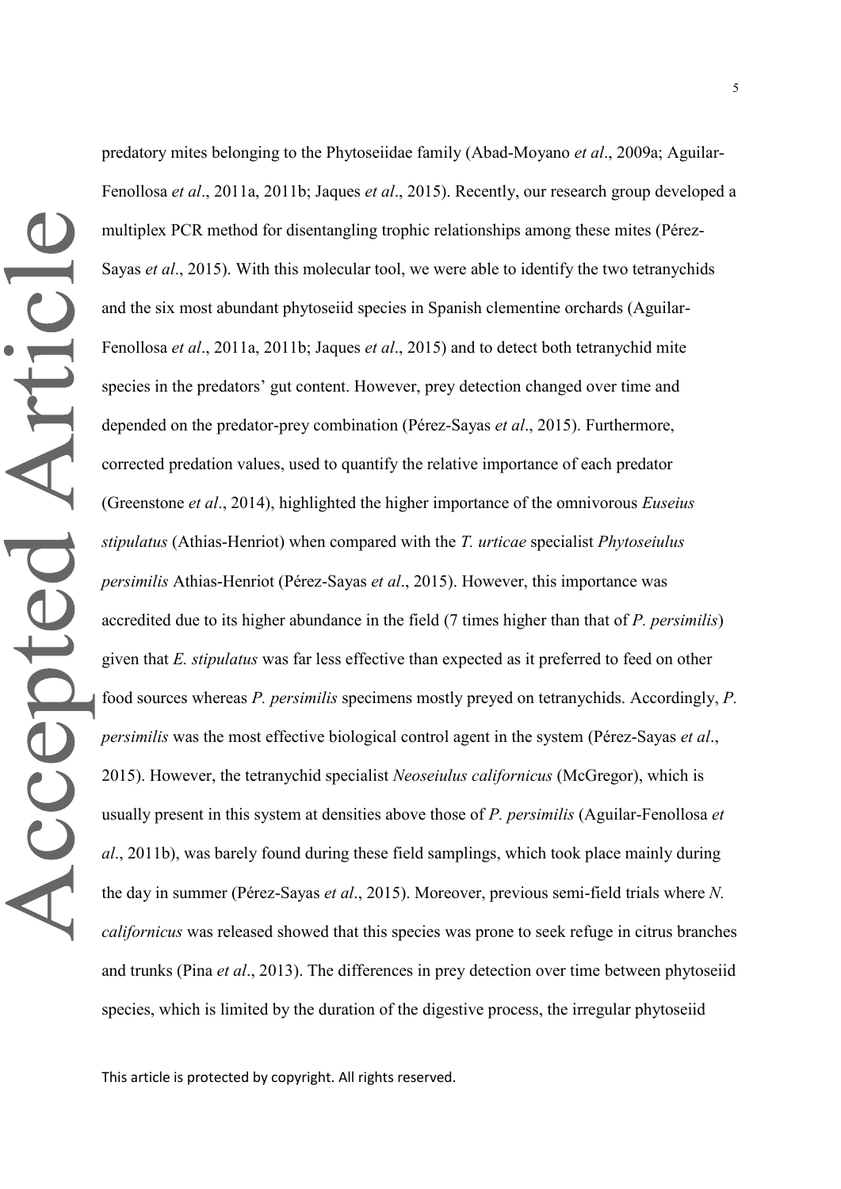predatory mites belonging to the Phytoseiidae family (Abad-Moyano *et al*., 2009a; Aguilar-Fenollosa *et al*., 2011a, 2011b; Jaques *et al*., 2015). Recently, our research group developed a multiplex PCR method for disentangling trophic relationships among these mites (Pérez-Sayas *et al*., 2015). With this molecular tool, we were able to identify the two tetranychids and the six most abundant phytoseiid species in Spanish clementine orchards (Aguilar-Fenollosa *et al*., 2011a, 2011b; Jaques *et al*., 2015) and to detect both tetranychid mite species in the predators' gut content. However, prey detection changed over time and depended on the predator-prey combination (Pérez-Sayas *et al*., 2015). Furthermore, corrected predation values, used to quantify the relative importance of each predator (Greenstone *et al*., 2014), highlighted the higher importance of the omnivorous *Euseius stipulatus* (Athias-Henriot) when compared with the *T. urticae* specialist *Phytoseiulus persimilis* Athias-Henriot (Pérez-Sayas *et al*., 2015). However, this importance was accredited due to its higher abundance in the field (7 times higher than that of *P. persimilis*) given that *E. stipulatus* was far less effective than expected as it preferred to feed on other food sources whereas *P. persimilis* specimens mostly preyed on tetranychids. Accordingly, *P. persimilis* was the most effective biological control agent in the system (Pérez-Sayas *et al*., 2015). However, the tetranychid specialist *Neoseiulus californicus* (McGregor), which is usually present in this system at densities above those of *P. persimilis* (Aguilar-Fenollosa *et al*., 2011b), was barely found during these field samplings, which took place mainly during the day in summer (Pérez-Sayas *et al*., 2015). Moreover, previous semi-field trials where *N. californicus* was released showed that this species was prone to seek refuge in citrus branches and trunks (Pina *et al*., 2013). The differences in prey detection over time between phytoseiid species, which is limited by the duration of the digestive process, the irregular phytoseiid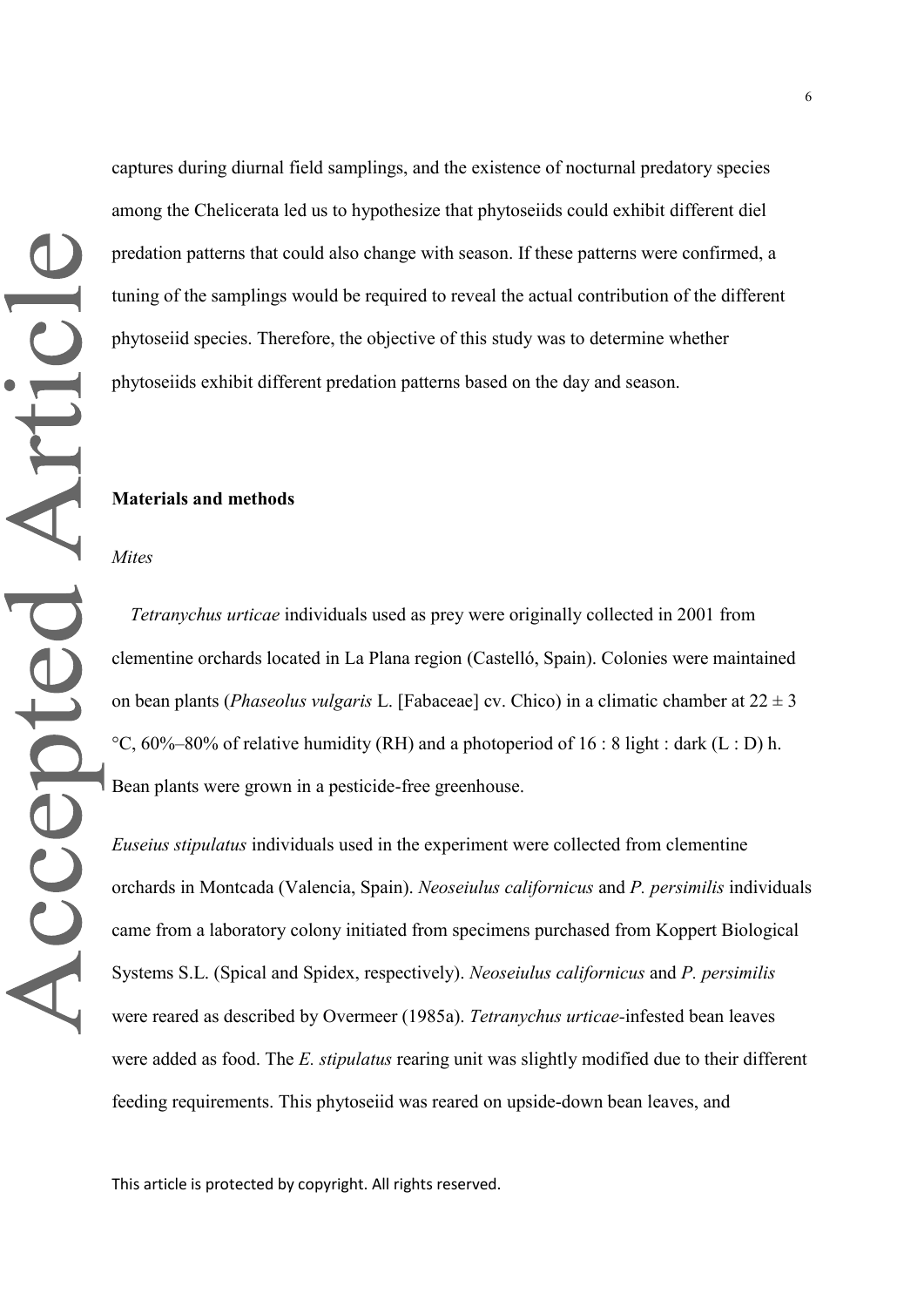captures during diurnal field samplings, and the existence of nocturnal predatory species among the Chelicerata led us to hypothesize that phytoseiids could exhibit different diel predation patterns that could also change with season. If these patterns were confirmed, a tuning of the samplings would be required to reveal the actual contribution of the different phytoseiid species. Therefore, the objective of this study was to determine whether phytoseiids exhibit different predation patterns based on the day and season.

## Materials and methods

### *Mites*

*Tetranychus urticae* individuals used as prey were originally collected in 2001 from clementine orchards located in La Plana region (Castelló, Spain). Colonies were maintained on bean plants (*Phaseolus vulgaris* L. [Fabaceae] cv. Chico) in a climatic chamber at $22 \pm 3$ °C, 60%–80% of relative humidity (RH) and a photoperiod of 16 : 8 light : dark (L : D) h. Bean plants were grown in a pesticide-free greenhouse.

*Euseius stipulatus* individuals used in the experiment were collected from clementine orchards in Montcada (Valencia, Spain). *Neoseiulus californicus* and *P. persimilis* individuals came from a laboratory colony initiated from specimens purchased from Koppert Biological Systems S.L. (Spical and Spidex, respectively). *Neoseiulus californicus* and *P. persimilis* were reared as described by Overmeer (1985a). *Tetranychus urticae*-infested bean leaves were added as food. The *E. stipulatus* rearing unit was slightly modified due to their different feeding requirements. This phytoseiid was reared on upside-down bean leaves, and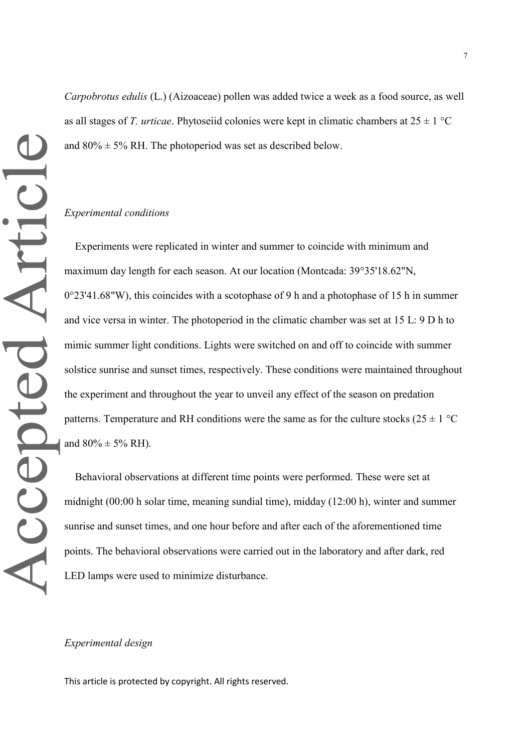*Carpobrotus edulis* (L.) (Aizoaceae) pollen was added twice a week as a food source, as well as all stages of *T. urticae*. Phytoseiid colonies were kept in climatic chambers at 25 ± 1 °C and 80% ± 5% RH. The photoperiod was set as described below.

*Experimental conditions*

Experiments were replicated in winter and summer to coincide with minimum and maximum day length for each season. At our location (Montcada: 39°35'18.62"N, 0°23'41.68"W), this coincides with a scotophase of 9 h and a photophase of 15 h in summer and vice versa in winter. The photoperiod in the climatic chamber was set at 15 L: 9 D h to mimic summer light conditions. Lights were switched on and off to coincide with summer solstice sunrise and sunset times, respectively. These conditions were maintained throughout the experiment and throughout the year to unveil any effect of the season on predation patterns. Temperature and RH conditions were the same as for the culture stocks (25 ± 1 °C and 80% ± 5% RH).

Behavioral observations at different time points were performed. These were set at midnight (00:00 h solar time, meaning sundial time), midday (12:00 h), winter and summer sunrise and sunset times, and one hour before and after each of the aforementioned time points. The behavioral observations were carried out in the laboratory and after dark, red LED lamps were used to minimize disturbance.

*Experimental design*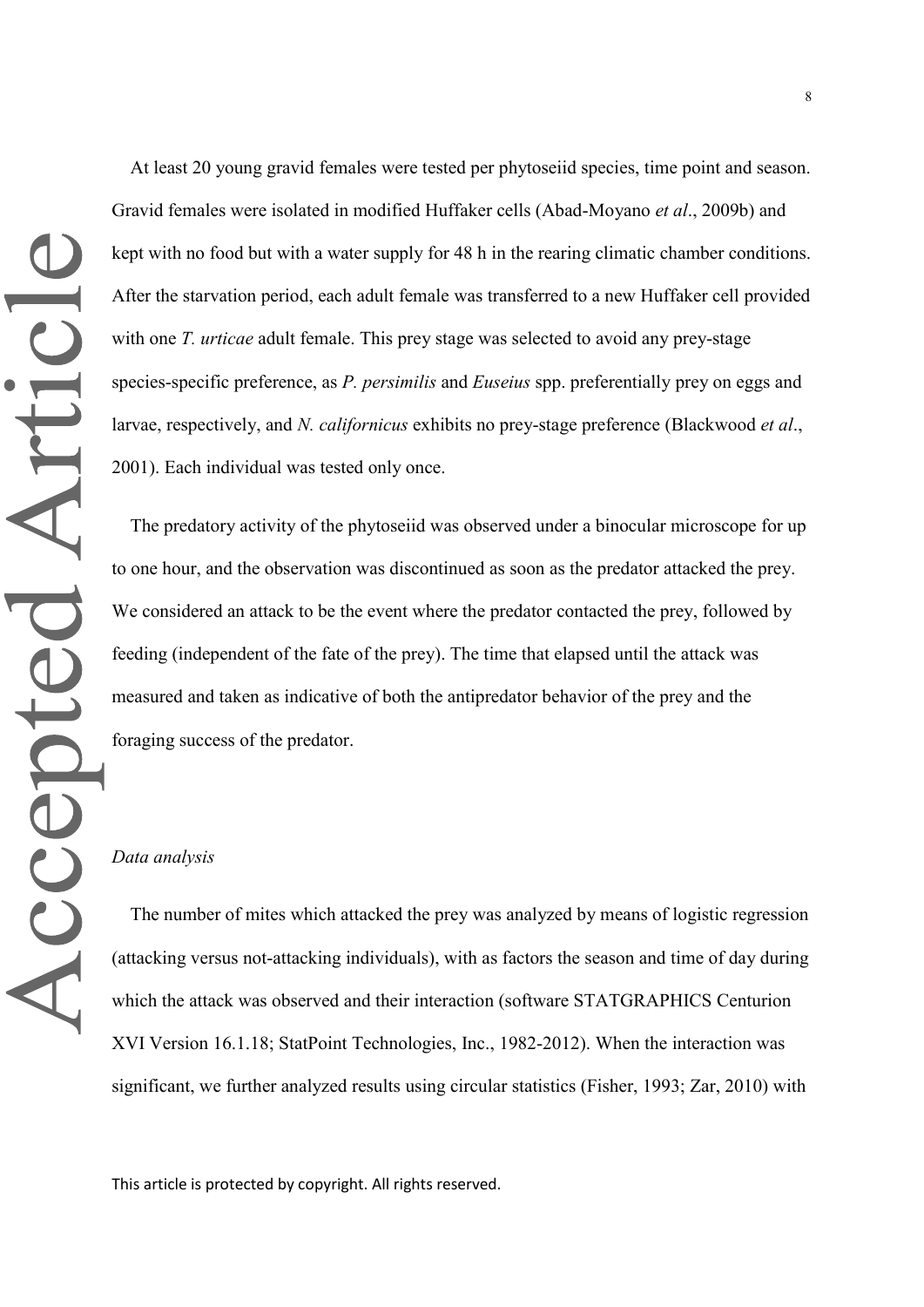At least 20 young gravid females were tested per phytoseiid species, time point and season. Gravid females were isolated in modified Huffaker cells (Abad-Moyano *et al*., 2009b) and kept with no food but with a water supply for 48 h in the rearing climatic chamber conditions. After the starvation period, each adult female was transferred to a new Huffaker cell provided with one *T. urticae* adult female. This prey stage was selected to avoid any prey-stage species-specific preference, as *P. persimilis* and *Euseius* spp. preferentially prey on eggs and larvae, respectively, and *N. californicus* exhibits no prey-stage preference (Blackwood *et al*., 2001). Each individual was tested only once.

The predatory activity of the phytoseiid was observed under a binocular microscope for up to one hour, and the observation was discontinued as soon as the predator attacked the prey. We considered an attack to be the event where the predator contacted the prey, followed by feeding (independent of the fate of the prey). The time that elapsed until the attack was measured and taken as indicative of both the antipredator behavior of the prey and the foraging success of the predator.

### *Data analysis*

The number of mites which attacked the prey was analyzed by means of logistic regression (attacking versus not-attacking individuals), with as factors the season and time of day during which the attack was observed and their interaction (software STATGRAPHICS Centurion XVI Version 16.1.18; StatPoint Technologies, Inc., 1982-2012). When the interaction was significant, we further analyzed results using circular statistics (Fisher, 1993; Zar, 2010) with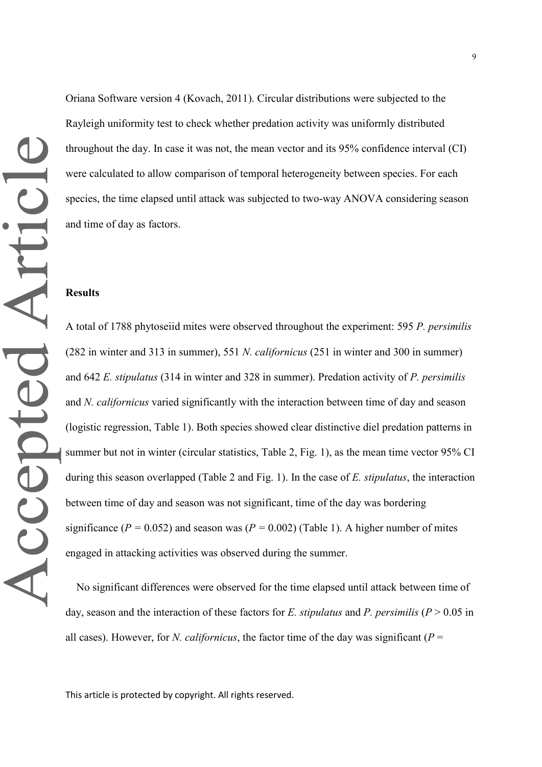Oriana Software version 4 (Kovach, 2011). Circular distributions were subjected to the Rayleigh uniformity test to check whether predation activity was uniformly distributed throughout the day. In case it was not, the mean vector and its 95% confidence interval (CI) were calculated to allow comparison of temporal heterogeneity between species. For each species, the time elapsed until attack was subjected to two-way ANOVA considering season and time of day as factors.

## Results

A total of 1788 phytoseiid mites were observed throughout the experiment: 595 *P. persimilis* (282 in winter and 313 in summer), 551 *N. californicus* (251 in winter and 300 in summer) and 642 *E. stipulatus* (314 in winter and 328 in summer). Predation activity of *P. persimilis* and *N. californicus* varied significantly with the interaction between time of day and season (logistic regression, Table 1). Both species showed clear distinctive diel predation patterns in summer but not in winter (circular statistics, Table 2, Fig. 1), as the mean time vector 95% CI during this season overlapped (Table 2 and Fig. 1). In the case of *E. stipulatus*, the interaction between time of day and season was not significant, time of the day was bordering significance ($P$ = 0.052) and season was ($P$ = 0.002) (Table 1). A higher number of mites engaged in attacking activities was observed during the summer.

No significant differences were observed for the time elapsed until attack between time of day, season and the interaction of these factors for *E. stipulatus* and *P. persimilis* ($P$ > 0.05 in all cases). However, for *N. californicus*, the factor time of the day was significant ($P$ =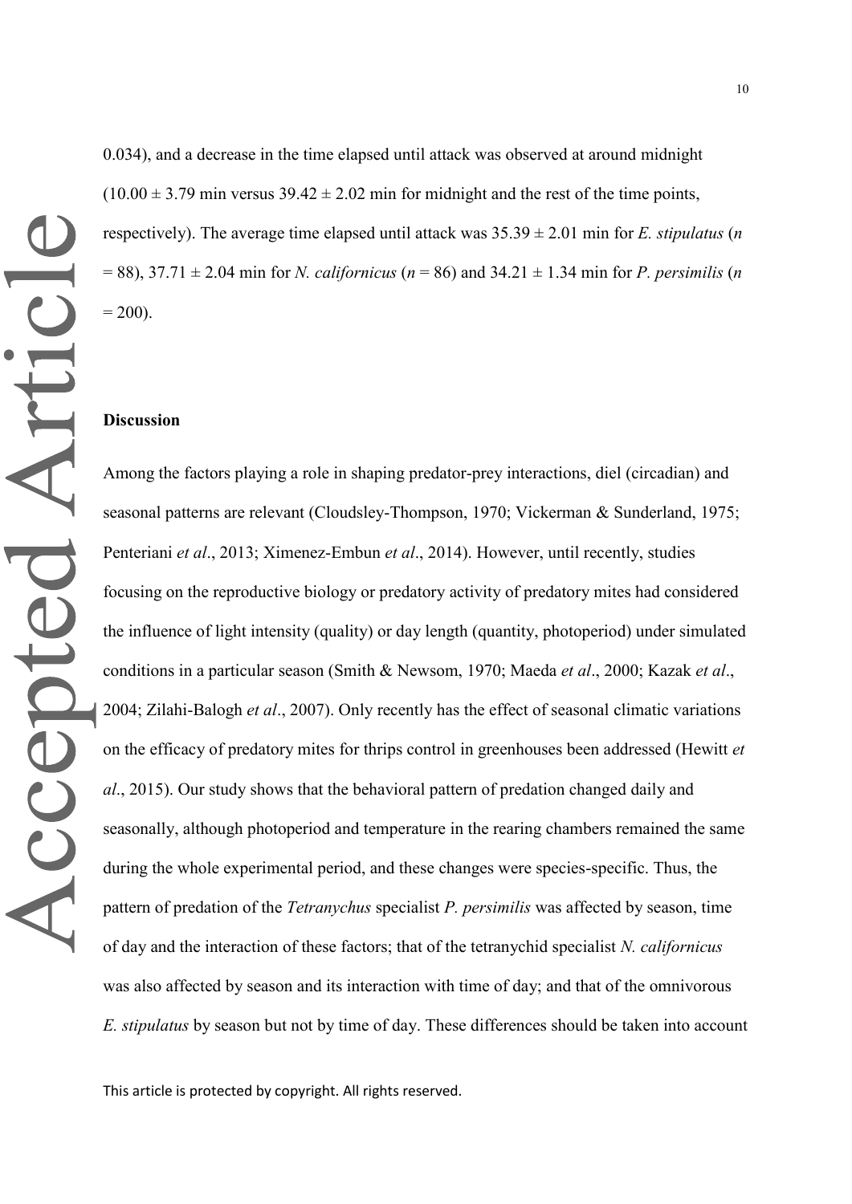0.034), and a decrease in the time elapsed until attack was observed at around midnight ($10.00 \pm 3.79$ min versus $39.42 \pm 2.02$ min for midnight and the rest of the time points, respectively). The average time elapsed until attack was $35.39 \pm 2.01$ min for *E. stipulatus* ($n = 88$), $37.71 \pm 2.04$ min for *N. californicus* ($n = 86$) and $34.21 \pm 1.34$ min for *P. persimilis* ($n = 200$).

## Discussion

Among the factors playing a role in shaping predator-prey interactions, diel (circadian) and seasonal patterns are relevant (Cloudsley-Thompson, 1970; Vickerman & Sunderland, 1975; Penteriani *et al*., 2013; Ximenez-Embun *et al*., 2014). However, until recently, studies focusing on the reproductive biology or predatory activity of predatory mites had considered the influence of light intensity (quality) or day length (quantity, photoperiod) under simulated conditions in a particular season (Smith & Newsom, 1970; Maeda *et al*., 2000; Kazak *et al*., 2004; Zilahi-Balogh *et al*., 2007). Only recently has the effect of seasonal climatic variations on the efficacy of predatory mites for thrips control in greenhouses been addressed (Hewitt *et al*., 2015). Our study shows that the behavioral pattern of predation changed daily and seasonally, although photoperiod and temperature in the rearing chambers remained the same during the whole experimental period, and these changes were species-specific. Thus, the pattern of predation of the *Tetranychus* specialist *P. persimilis* was affected by season, time of day and the interaction of these factors; that of the tetranychid specialist *N. californicus* was also affected by season and its interaction with time of day; and that of the omnivorous *E. stipulatus* by season but not by time of day. These differences should be taken into account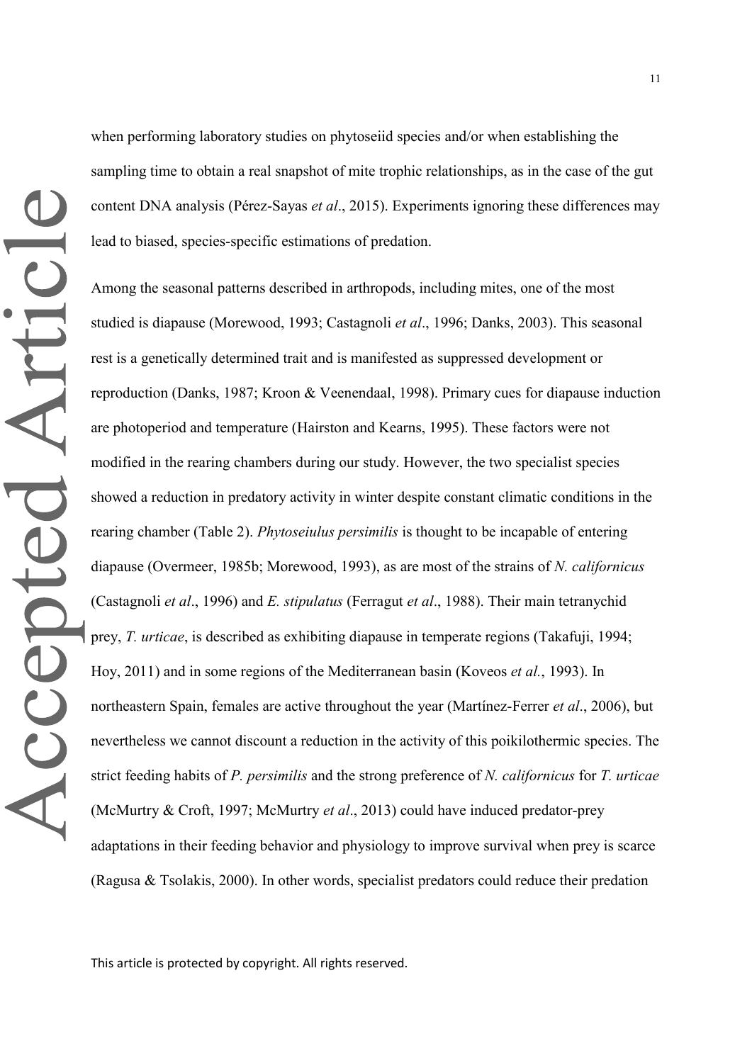when performing laboratory studies on phytoseiid species and/or when establishing the sampling time to obtain a real snapshot of mite trophic relationships, as in the case of the gut content DNA analysis (Pérez-Sayas *et al*., 2015). Experiments ignoring these differences may lead to biased, species-specific estimations of predation.

Among the seasonal patterns described in arthropods, including mites, one of the most studied is diapause (Morewood, 1993; Castagnoli *et al*., 1996; Danks, 2003). This seasonal rest is a genetically determined trait and is manifested as suppressed development or reproduction (Danks, 1987; Kroon & Veenendaal, 1998). Primary cues for diapause induction are photoperiod and temperature (Hairston and Kearns, 1995). These factors were not modified in the rearing chambers during our study. However, the two specialist species showed a reduction in predatory activity in winter despite constant climatic conditions in the rearing chamber (Table 2). *Phytoseiulus persimilis* is thought to be incapable of entering diapause (Overmeer, 1985b; Morewood, 1993), as are most of the strains of *N. californicus* (Castagnoli *et al*., 1996) and *E. stipulatus* (Ferragut *et al*., 1988). Their main tetranychid prey, *T. urticae*, is described as exhibiting diapause in temperate regions (Takafuji, 1994; Hoy, 2011) and in some regions of the Mediterranean basin (Koveos *et al.*, 1993). In northeastern Spain, females are active throughout the year (Martínez-Ferrer *et al*., 2006), but nevertheless we cannot discount a reduction in the activity of this poikilothermic species. The strict feeding habits of *P. persimilis* and the strong preference of *N. californicus* for *T. urticae* (McMurtry & Croft, 1997; McMurtry *et al*., 2013) could have induced predator-prey adaptations in their feeding behavior and physiology to improve survival when prey is scarce (Ragusa & Tsolakis, 2000). In other words, specialist predators could reduce their predation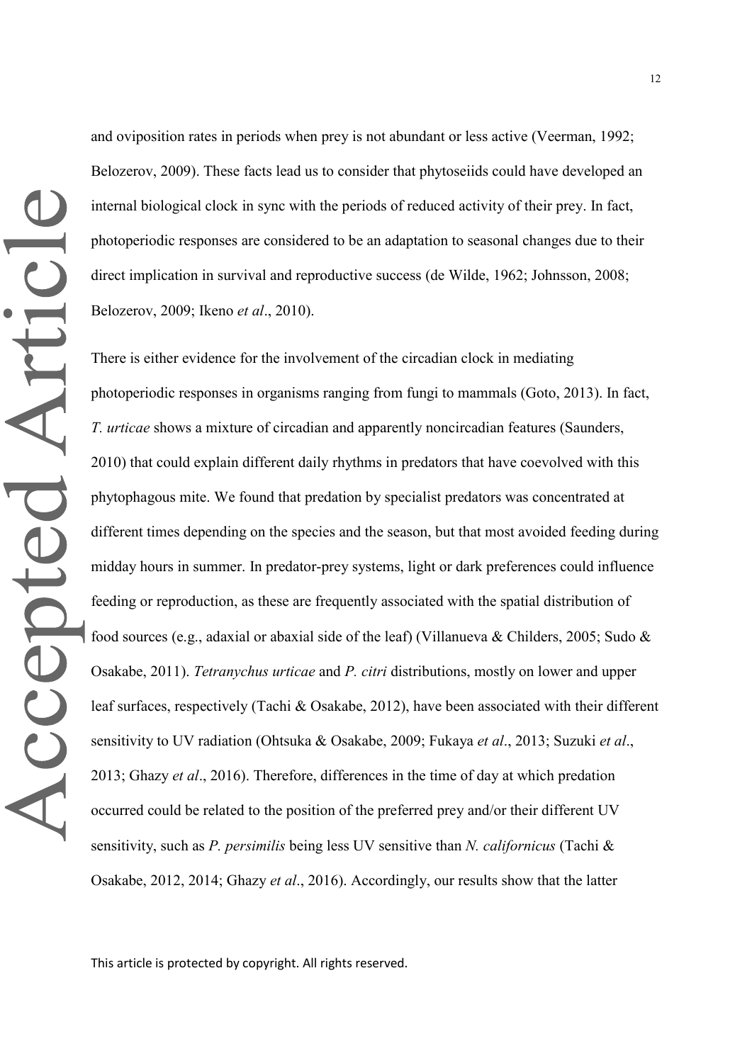and oviposition rates in periods when prey is not abundant or less active (Veerman, 1992; Belozerov, 2009). These facts lead us to consider that phytoseiids could have developed an internal biological clock in sync with the periods of reduced activity of their prey. In fact, photoperiodic responses are considered to be an adaptation to seasonal changes due to their direct implication in survival and reproductive success (de Wilde, 1962; Johnsson, 2008; Belozerov, 2009; Ikeno *et al*., 2010).

There is either evidence for the involvement of the circadian clock in mediating photoperiodic responses in organisms ranging from fungi to mammals (Goto, 2013). In fact, *T. urticae* shows a mixture of circadian and apparently noncircadian features (Saunders, 2010) that could explain different daily rhythms in predators that have coevolved with this phytophagous mite. We found that predation by specialist predators was concentrated at different times depending on the species and the season, but that most avoided feeding during midday hours in summer. In predator-prey systems, light or dark preferences could influence feeding or reproduction, as these are frequently associated with the spatial distribution of food sources (e.g., adaxial or abaxial side of the leaf) (Villanueva & Childers, 2005; Sudo & Osakabe, 2011). *Tetranychus urticae* and *P. citri* distributions, mostly on lower and upper leaf surfaces, respectively (Tachi & Osakabe, 2012), have been associated with their different sensitivity to UV radiation (Ohtsuka & Osakabe, 2009; Fukaya *et al*., 2013; Suzuki *et al*., 2013; Ghazy *et al*., 2016). Therefore, differences in the time of day at which predation occurred could be related to the position of the preferred prey and/or their different UV sensitivity, such as *P. persimilis* being less UV sensitive than *N. californicus* (Tachi & Osakabe, 2012, 2014; Ghazy *et al*., 2016). Accordingly, our results show that the latter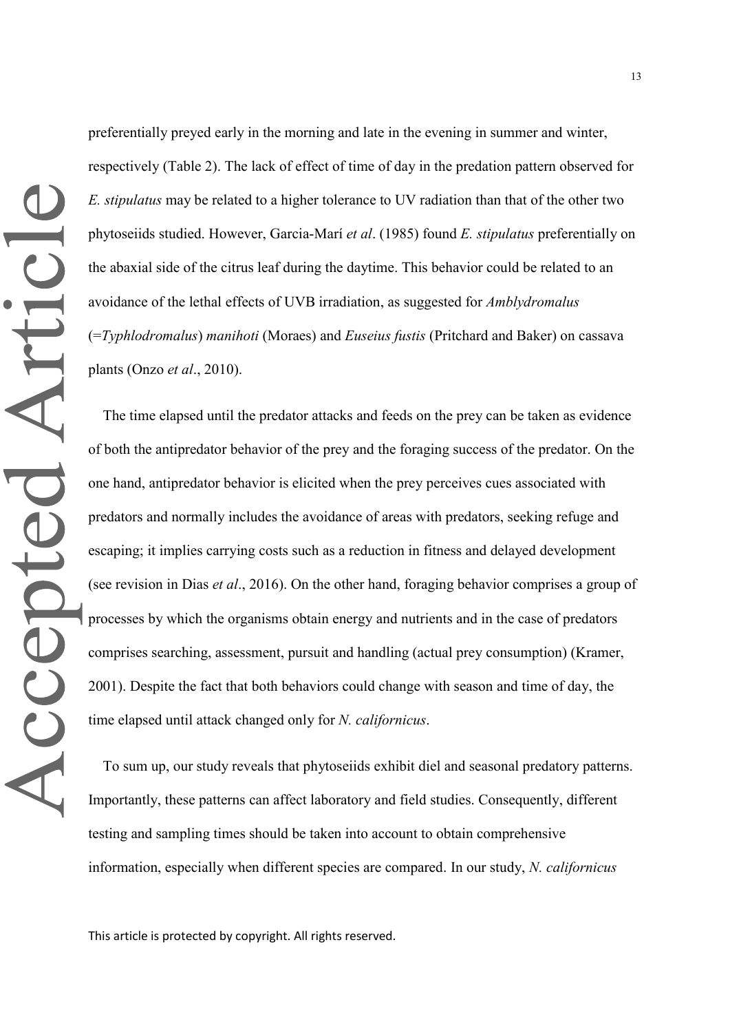preferentially preyed early in the morning and late in the evening in summer and winter, respectively (Table 2). The lack of effect of time of day in the predation pattern observed for *E. stipulatus* may be related to a higher tolerance to UV radiation than that of the other two phytoseiids studied. However, Garcia-Marí *et al*. (1985) found *E. stipulatus* preferentially on the abaxial side of the citrus leaf during the daytime. This behavior could be related to an avoidance of the lethal effects of UVB irradiation, as suggested for *Amblydromalus* (=*Typhlodromalus*) *manihoti* (Moraes) and *Euseius fustis* (Pritchard and Baker) on cassava plants (Onzo *et al*., 2010).

The time elapsed until the predator attacks and feeds on the prey can be taken as evidence of both the antipredator behavior of the prey and the foraging success of the predator. On the one hand, antipredator behavior is elicited when the prey perceives cues associated with predators and normally includes the avoidance of areas with predators, seeking refuge and escaping; it implies carrying costs such as a reduction in fitness and delayed development (see revision in Dias *et al*., 2016). On the other hand, foraging behavior comprises a group of processes by which the organisms obtain energy and nutrients and in the case of predators comprises searching, assessment, pursuit and handling (actual prey consumption) (Kramer, 2001). Despite the fact that both behaviors could change with season and time of day, the time elapsed until attack changed only for *N. californicus*.

To sum up, our study reveals that phytoseiids exhibit diel and seasonal predatory patterns. Importantly, these patterns can affect laboratory and field studies. Consequently, different testing and sampling times should be taken into account to obtain comprehensive information, especially when different species are compared. In our study, *N. californicus*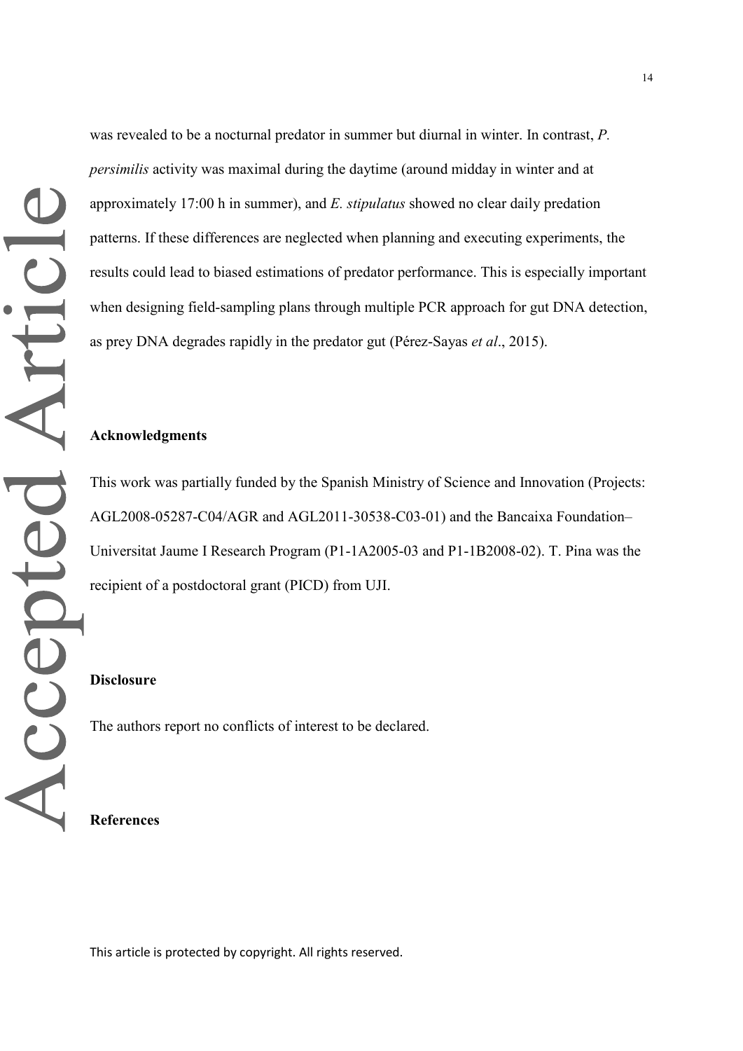was revealed to be a nocturnal predator in summer but diurnal in winter. In contrast, *P. persimilis* activity was maximal during the daytime (around midday in winter and at approximately 17:00 h in summer), and *E. stipulatus* showed no clear daily predation patterns. If these differences are neglected when planning and executing experiments, the results could lead to biased estimations of predator performance. This is especially important when designing field-sampling plans through multiple PCR approach for gut DNA detection, as prey DNA degrades rapidly in the predator gut (Pérez-Sayas *et al*., 2015).

**Acknowledgments**

This work was partially funded by the Spanish Ministry of Science and Innovation (Projects: AGL2008-05287-C04/AGR and AGL2011-30538-C03-01) and the Bancaixa Foundation–Universitat Jaume I Research Program (P1-1A2005-03 and P1-1B2008-02). T. Pina was the recipient of a postdoctoral grant (PICD) from UJI.

**Disclosure**

The authors report no conflicts of interest to be declared.

**References**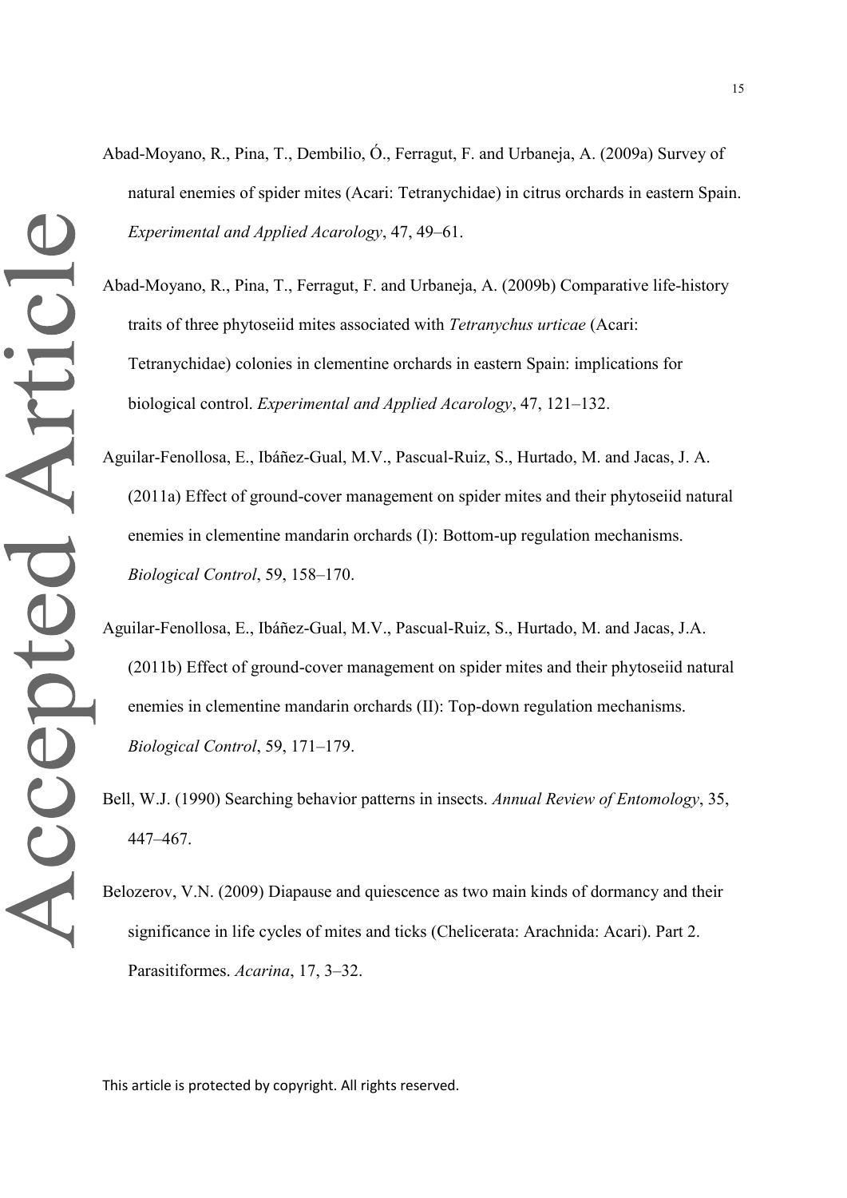Abad-Moyano, R., Pina, T., Dembilio, Ó., Ferragut, F. and Urbaneja, A. (2009a) Survey of natural enemies of spider mites (Acari: Tetranychidae) in citrus orchards in eastern Spain. *Experimental and Applied Acarology*, 47, 49–61.

Abad-Moyano, R., Pina, T., Ferragut, F. and Urbaneja, A. (2009b) Comparative life-history traits of three phytoseiid mites associated with *Tetranychus urticae* (Acari: Tetranychidae) colonies in clementine orchards in eastern Spain: implications for biological control. *Experimental and Applied Acarology*, 47, 121–132.

Aguilar-Fenollosa, E., Ibáñez-Gual, M.V., Pascual-Ruiz, S., Hurtado, M. and Jacas, J. A. (2011a) Effect of ground-cover management on spider mites and their phytoseiid natural enemies in clementine mandarin orchards (I): Bottom-up regulation mechanisms. *Biological Control*, 59, 158–170.

Aguilar-Fenollosa, E., Ibáñez-Gual, M.V., Pascual-Ruiz, S., Hurtado, M. and Jacas, J.A. (2011b) Effect of ground-cover management on spider mites and their phytoseiid natural enemies in clementine mandarin orchards (II): Top-down regulation mechanisms. *Biological Control*, 59, 171–179.

Bell, W.J. (1990) Searching behavior patterns in insects. *Annual Review of Entomology*, 35, 447–467.

Belozerov, V.N. (2009) Diapause and quiescence as two main kinds of dormancy and their significance in life cycles of mites and ticks (Chelicerata: Arachnida: Acari). Part 2. Parasitiformes. *Acarina*, 17, 3–32.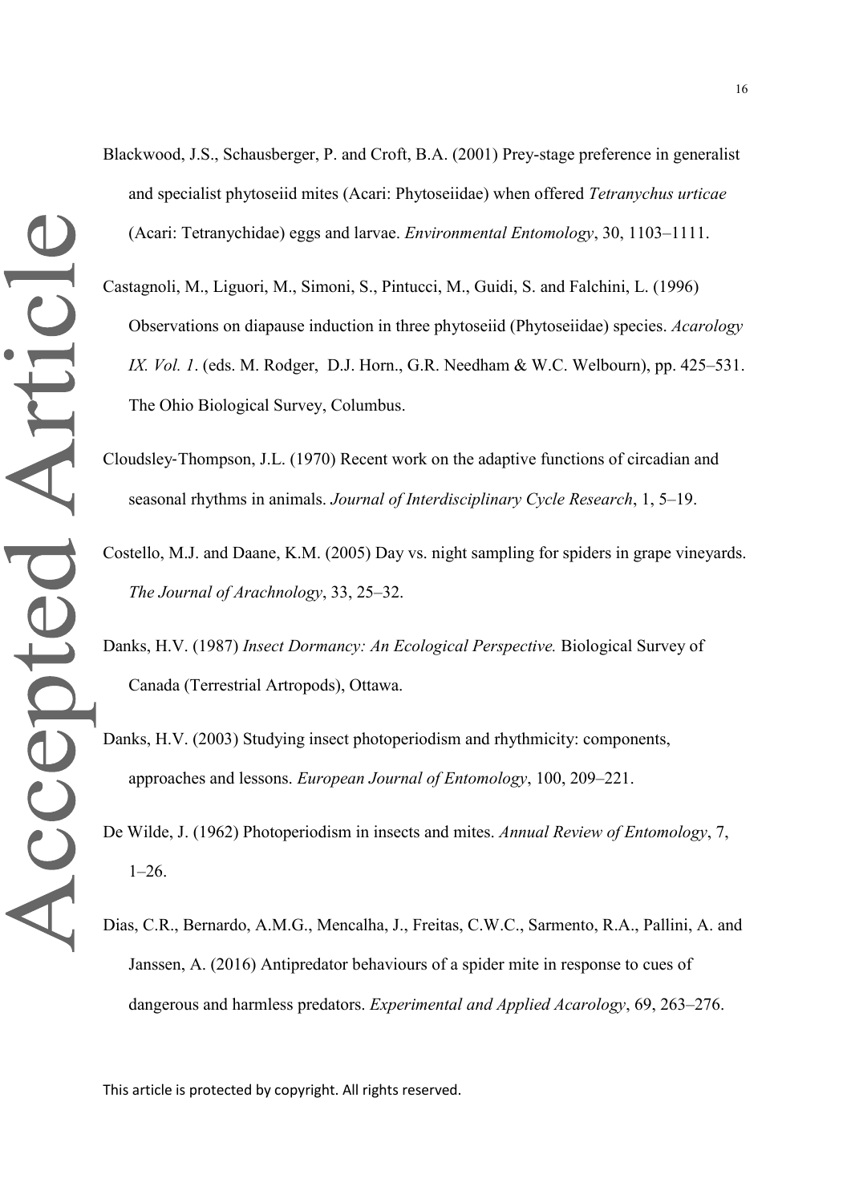Blackwood, J.S., Schausberger, P. and Croft, B.A. (2001) Prey-stage preference in generalist and specialist phytoseiid mites (Acari: Phytoseiidae) when offered *Tetranychus urticae* (Acari: Tetranychidae) eggs and larvae. *Environmental Entomology*, 30, 1103–1111.

Castagnoli, M., Liguori, M., Simoni, S., Pintucci, M., Guidi, S. and Falchini, L. (1996) Observations on diapause induction in three phytoseiid (Phytoseiidae) species. *Acarology IX. Vol. 1*. (eds. M. Rodger, D.J. Horn., G.R. Needham & W.C. Welbourn), pp. 425–531. The Ohio Biological Survey, Columbus.

Cloudsley-Thompson, J.L. (1970) Recent work on the adaptive functions of circadian and seasonal rhythms in animals. *Journal of Interdisciplinary Cycle Research*, 1, 5–19.

Costello, M.J. and Daane, K.M. (2005) Day vs. night sampling for spiders in grape vineyards. *The Journal of Arachnology*, 33, 25–32.

Danks, H.V. (1987) *Insect Dormancy: An Ecological Perspective.* Biological Survey of Canada (Terrestrial Artropods), Ottawa.

Danks, H.V. (2003) Studying insect photoperiodism and rhythmicity: components, approaches and lessons. *European Journal of Entomology*, 100, 209–221.

De Wilde, J. (1962) Photoperiodism in insects and mites. *Annual Review of Entomology*, 7, 1–26.

Dias, C.R., Bernardo, A.M.G., Mencalha, J., Freitas, C.W.C., Sarmento, R.A., Pallini, A. and Janssen, A. (2016) Antipredator behaviours of a spider mite in response to cues of dangerous and harmless predators. *Experimental and Applied Acarology*, 69, 263–276.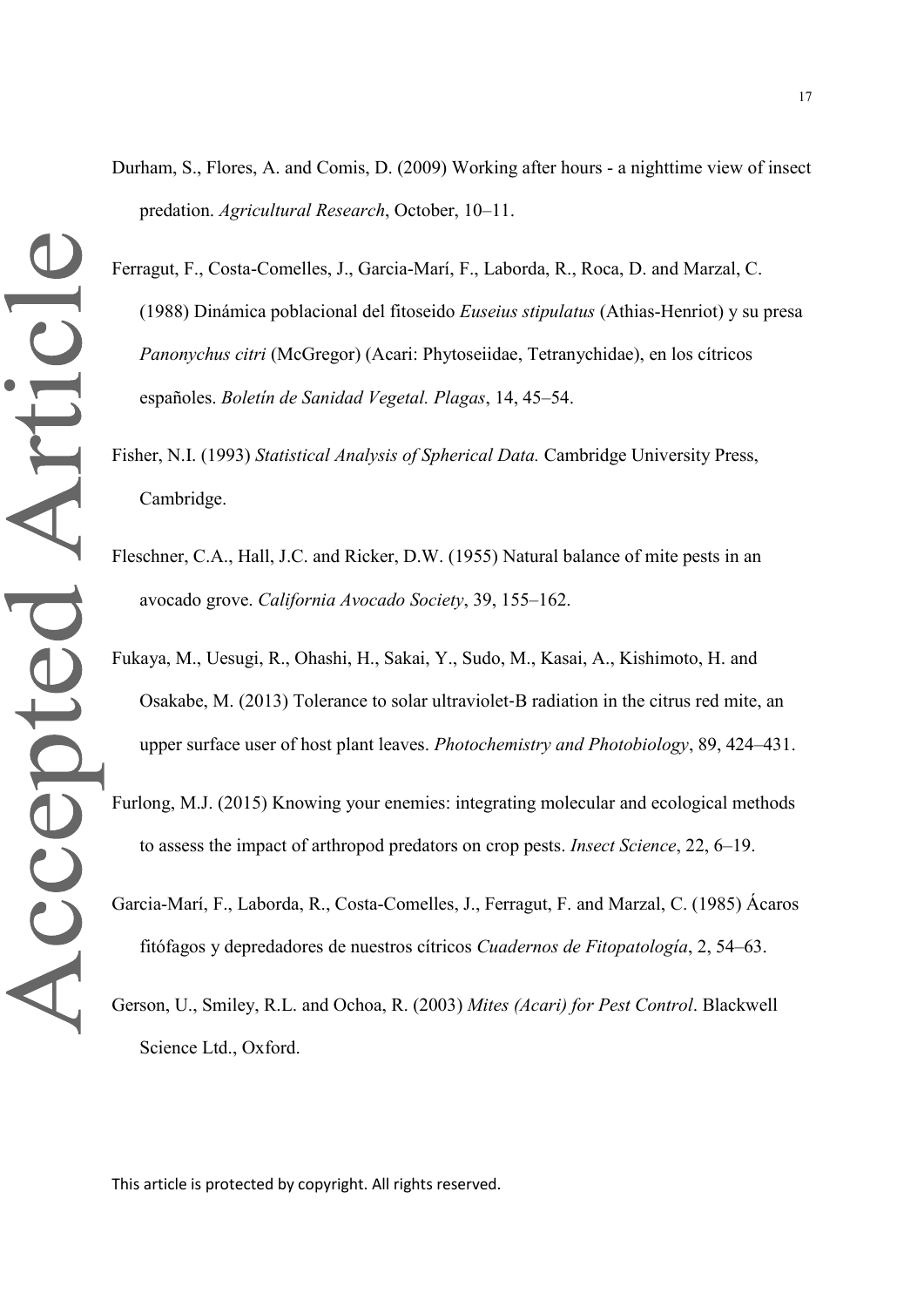Durham, S., Flores, A. and Comis, D. (2009) Working after hours - a nighttime view of insect predation. *Agricultural Research*, October, 10–11.

Ferragut, F., Costa-Comelles, J., Garcia-Marí, F., Laborda, R., Roca, D. and Marzal, C. (1988) Dinámica poblacional del fitoseido *Euseius stipulatus* (Athias-Henriot) y su presa *Panonychus citri* (McGregor) (Acari: Phytoseiidae, Tetranychidae), en los cítricos españoles. *Boletín de Sanidad Vegetal. Plagas*, 14, 45–54.

Fisher, N.I. (1993) *Statistical Analysis of Spherical Data.* Cambridge University Press, Cambridge.

Fleschner, C.A., Hall, J.C. and Ricker, D.W. (1955) Natural balance of mite pests in an avocado grove. *California Avocado Society*, 39, 155–162.

Fukaya, M., Uesugi, R., Ohashi, H., Sakai, Y., Sudo, M., Kasai, A., Kishimoto, H. and Osakabe, M. (2013) Tolerance to solar ultraviolet-B radiation in the citrus red mite, an upper surface user of host plant leaves. *Photochemistry and Photobiology*, 89, 424–431.

Furlong, M.J. (2015) Knowing your enemies: integrating molecular and ecological methods to assess the impact of arthropod predators on crop pests. *Insect Science*, 22, 6–19.

Garcia-Marí, F., Laborda, R., Costa-Comelles, J., Ferragut, F. and Marzal, C. (1985) Ácaros fitófagos y depredadores de nuestros cítricos *Cuadernos de Fitopatología*, 2, 54–63.

Gerson, U., Smiley, R.L. and Ochoa, R. (2003) *Mites (Acari) for Pest Control*. Blackwell Science Ltd., Oxford.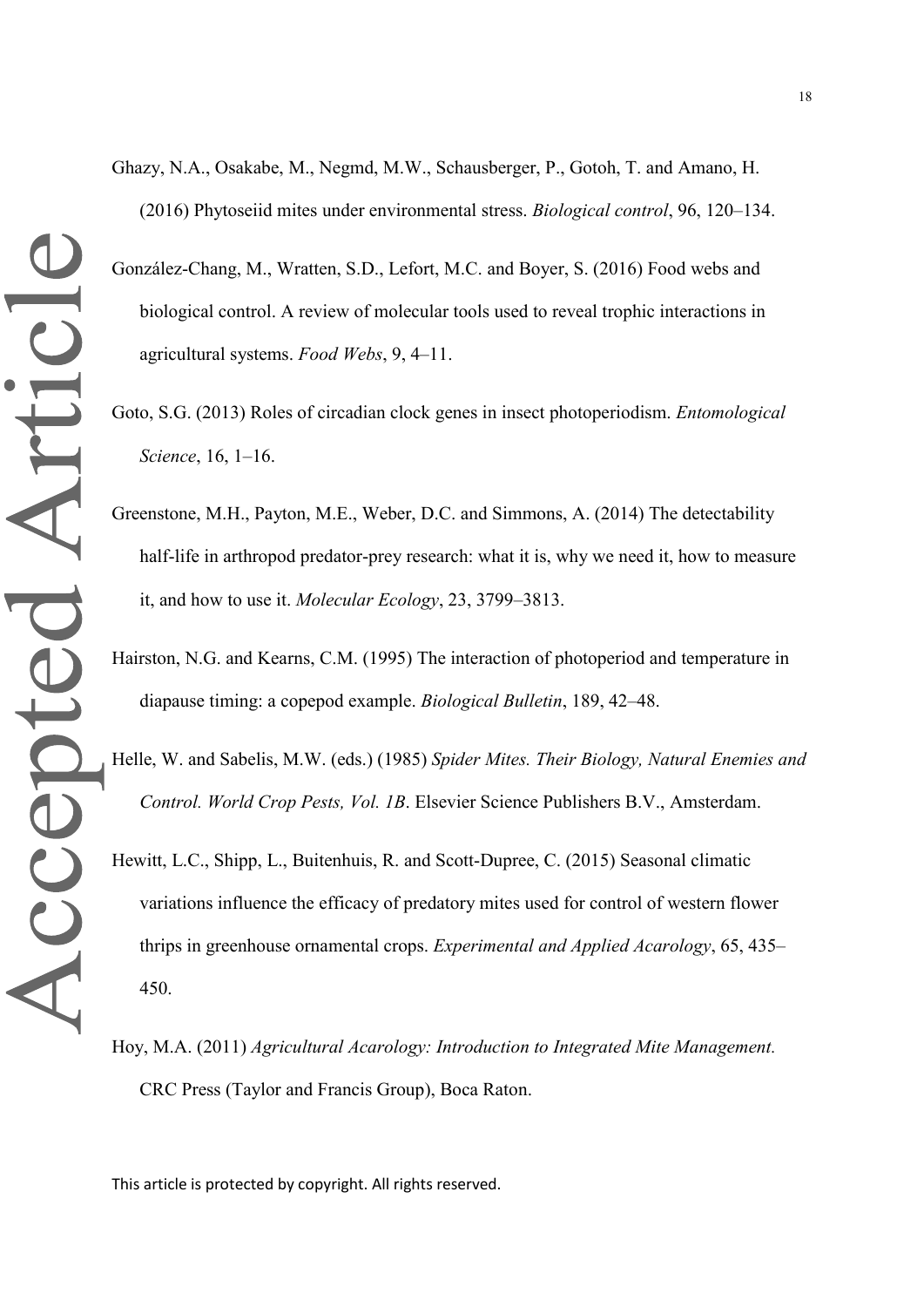Ghazy, N.A., Osakabe, M., Negmd, M.W., Schausberger, P., Gotoh, T. and Amano, H. (2016) Phytoseiid mites under environmental stress. *Biological control*, 96, 120–134.

González-Chang, M., Wratten, S.D., Lefort, M.C. and Boyer, S. (2016) Food webs and biological control. A review of molecular tools used to reveal trophic interactions in agricultural systems. *Food Webs*, 9, 4–11.

Goto, S.G. (2013) Roles of circadian clock genes in insect photoperiodism. *Entomological Science*, 16, 1–16.

Greenstone, M.H., Payton, M.E., Weber, D.C. and Simmons, A. (2014) The detectability half-life in arthropod predator-prey research: what it is, why we need it, how to measure it, and how to use it. *Molecular Ecology*, 23, 3799–3813.

Hairston, N.G. and Kearns, C.M. (1995) The interaction of photoperiod and temperature in diapause timing: a copepod example. *Biological Bulletin*, 189, 42–48.

Helle, W. and Sabelis, M.W. (eds.) (1985) *Spider Mites. Their Biology, Natural Enemies and Control. World Crop Pests, Vol. 1B*. Elsevier Science Publishers B.V., Amsterdam.

Hewitt, L.C., Shipp, L., Buitenhuis, R. and Scott-Dupree, C. (2015) Seasonal climatic variations influence the efficacy of predatory mites used for control of western flower thrips in greenhouse ornamental crops. *Experimental and Applied Acarology*, 65, 435–450.

Hoy, M.A. (2011) *Agricultural Acarology: Introduction to Integrated Mite Management.* CRC Press (Taylor and Francis Group), Boca Raton.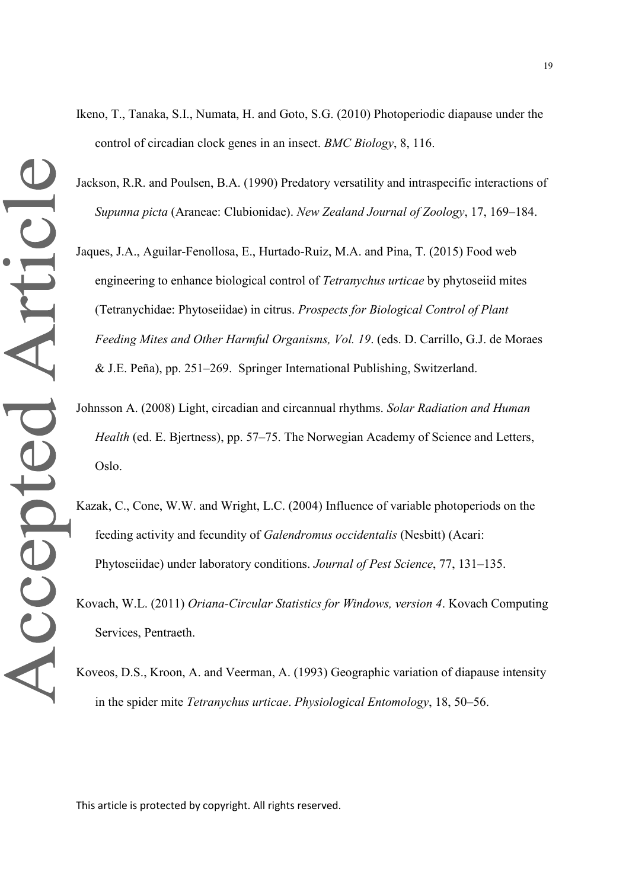Ikeno, T., Tanaka, S.I., Numata, H. and Goto, S.G. (2010) Photoperiodic diapause under the control of circadian clock genes in an insect. *BMC Biology*, 8, 116.

Jackson, R.R. and Poulsen, B.A. (1990) Predatory versatility and intraspecific interactions of *Supunna picta* (Araneae: Clubionidae). *New Zealand Journal of Zoology*, 17, 169–184.

Jaques, J.A., Aguilar-Fenollosa, E., Hurtado-Ruiz, M.A. and Pina, T. (2015) Food web engineering to enhance biological control of *Tetranychus urticae* by phytoseiid mites (Tetranychidae: Phytoseiidae) in citrus. *Prospects for Biological Control of Plant Feeding Mites and Other Harmful Organisms, Vol. 19*. (eds. D. Carrillo, G.J. de Moraes & J.E. Peña), pp. 251–269. Springer International Publishing, Switzerland.

Johnsson A. (2008) Light, circadian and circannual rhythms. *Solar Radiation and Human Health* (ed. E. Bjertness), pp. 57–75. The Norwegian Academy of Science and Letters, Oslo.

Kazak, C., Cone, W.W. and Wright, L.C. (2004) Influence of variable photoperiods on the feeding activity and fecundity of *Galendromus occidentalis* (Nesbitt) (Acari: Phytoseiidae) under laboratory conditions. *Journal of Pest Science*, 77, 131–135.

Kovach, W.L. (2011) *Oriana-Circular Statistics for Windows, version 4*. Kovach Computing Services, Pentraeth.

Koveos, D.S., Kroon, A. and Veerman, A. (1993) Geographic variation of diapause intensity in the spider mite *Tetranychus urticae*. *Physiological Entomology*, 18, 50–56.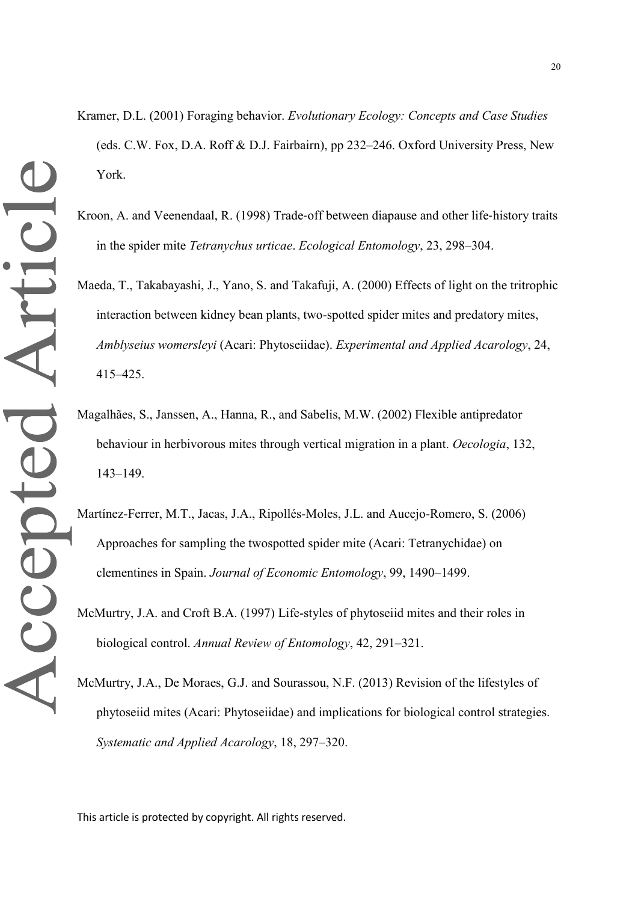Kramer, D.L. (2001) Foraging behavior. *Evolutionary Ecology: Concepts and Case Studies* (eds. C.W. Fox, D.A. Roff & D.J. Fairbairn), pp 232–246. Oxford University Press, New York.

Kroon, A. and Veenendaal, R. (1998) Trade‐off between diapause and other life‐history traits in the spider mite *Tetranychus urticae*. *Ecological Entomology*, 23, 298–304.

Maeda, T., Takabayashi, J., Yano, S. and Takafuji, A. (2000) Effects of light on the tritrophic interaction between kidney bean plants, two-spotted spider mites and predatory mites, *Amblyseius womersleyi* (Acari: Phytoseiidae). *Experimental and Applied Acarology*, 24, 415–425.

Magalhães, S., Janssen, A., Hanna, R., and Sabelis, M.W. (2002) Flexible antipredator behaviour in herbivorous mites through vertical migration in a plant. *Oecologia*, 132, 143–149.

Martínez-Ferrer, M.T., Jacas, J.A., Ripollés-Moles, J.L. and Aucejo-Romero, S. (2006) Approaches for sampling the twospotted spider mite (Acari: Tetranychidae) on clementines in Spain. *Journal of Economic Entomology*, 99, 1490–1499.

McMurtry, J.A. and Croft B.A. (1997) Life-styles of phytoseiid mites and their roles in biological control. *Annual Review of Entomology*, 42, 291–321.

McMurtry, J.A., De Moraes, G.J. and Sourassou, N.F. (2013) Revision of the lifestyles of phytoseiid mites (Acari: Phytoseiidae) and implications for biological control strategies. *Systematic and Applied Acarology*, 18, 297–320.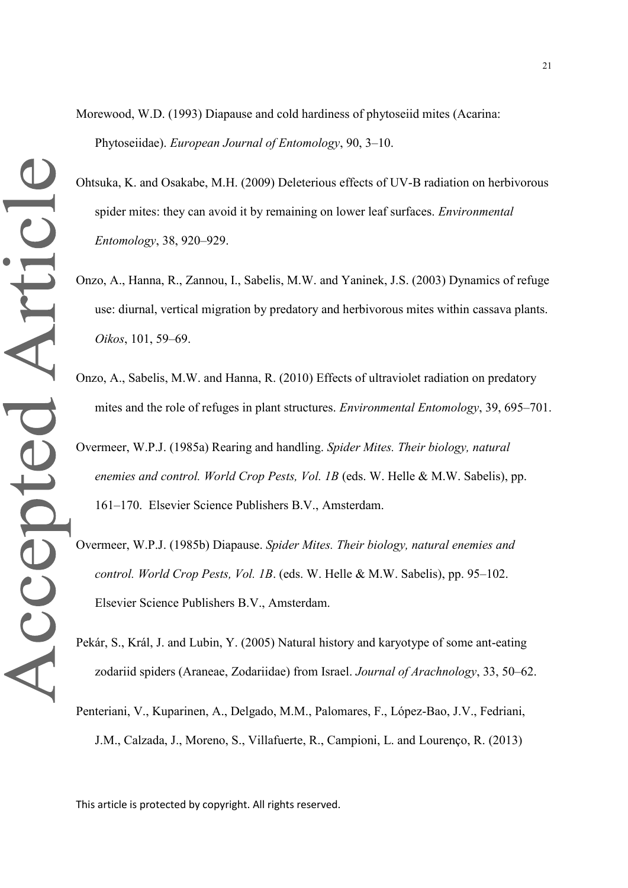Morewood, W.D. (1993) Diapause and cold hardiness of phytoseiid mites (Acarina: Phytoseiidae). *European Journal of Entomology*, 90, 3–10.

Ohtsuka, K. and Osakabe, M.H. (2009) Deleterious effects of UV-B radiation on herbivorous spider mites: they can avoid it by remaining on lower leaf surfaces. *Environmental Entomology*, 38, 920–929.

Onzo, A., Hanna, R., Zannou, I., Sabelis, M.W. and Yaninek, J.S. (2003) Dynamics of refuge use: diurnal, vertical migration by predatory and herbivorous mites within cassava plants. *Oikos*, 101, 59–69.

Onzo, A., Sabelis, M.W. and Hanna, R. (2010) Effects of ultraviolet radiation on predatory mites and the role of refuges in plant structures. *Environmental Entomology*, 39, 695–701.

Overmeer, W.P.J. (1985a) Rearing and handling. *Spider Mites. Their biology, natural enemies and control. World Crop Pests, Vol. 1B* (eds. W. Helle & M.W. Sabelis), pp. 161–170. Elsevier Science Publishers B.V., Amsterdam.

Overmeer, W.P.J. (1985b) Diapause. *Spider Mites. Their biology, natural enemies and control. World Crop Pests, Vol. 1B*. (eds. W. Helle & M.W. Sabelis), pp. 95–102. Elsevier Science Publishers B.V., Amsterdam.

Pekár, S., Král, J. and Lubin, Y. (2005) Natural history and karyotype of some ant-eating zodariid spiders (Araneae, Zodariidae) from Israel. *Journal of Arachnology*, 33, 50–62.

Penteriani, V., Kuparinen, A., Delgado, M.M., Palomares, F., López-Bao, J.V., Fedriani, J.M., Calzada, J., Moreno, S., Villafuerte, R., Campioni, L. and Lourenço, R. (2013)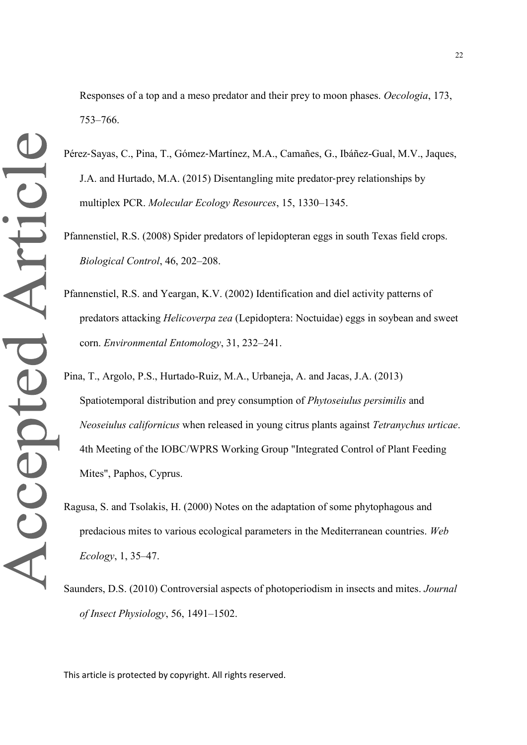Responses of a top and a meso predator and their prey to moon phases. *Oecologia*, 173, 753–766.

Pérez‐Sayas, C., Pina, T., Gómez‐Martínez, M.A., Camañes, G., Ibáñez‐Gual, M.V., Jaques, J.A. and Hurtado, M.A. (2015) Disentangling mite predator‐prey relationships by multiplex PCR. *Molecular Ecology Resources*, 15, 1330–1345.

Pfannenstiel, R.S. (2008) Spider predators of lepidopteran eggs in south Texas field crops. *Biological Control*, 46, 202–208.

Pfannenstiel, R.S. and Yeargan, K.V. (2002) Identification and diel activity patterns of predators attacking *Helicoverpa zea* (Lepidoptera: Noctuidae) eggs in soybean and sweet corn. *Environmental Entomology*, 31, 232–241.

Pina, T., Argolo, P.S., Hurtado-Ruiz, M.A., Urbaneja, A. and Jacas, J.A. (2013) Spatiotemporal distribution and prey consumption of *Phytoseiulus persimilis* and *Neoseiulus californicus* when released in young citrus plants against *Tetranychus urticae*. 4th Meeting of the IOBC/WPRS Working Group "Integrated Control of Plant Feeding Mites", Paphos, Cyprus.

Ragusa, S. and Tsolakis, H. (2000) Notes on the adaptation of some phytophagous and predacious mites to various ecological parameters in the Mediterranean countries. *Web Ecology*, 1, 35–47.

Saunders, D.S. (2010) Controversial aspects of photoperiodism in insects and mites. *Journal of Insect Physiology*, 56, 1491–1502.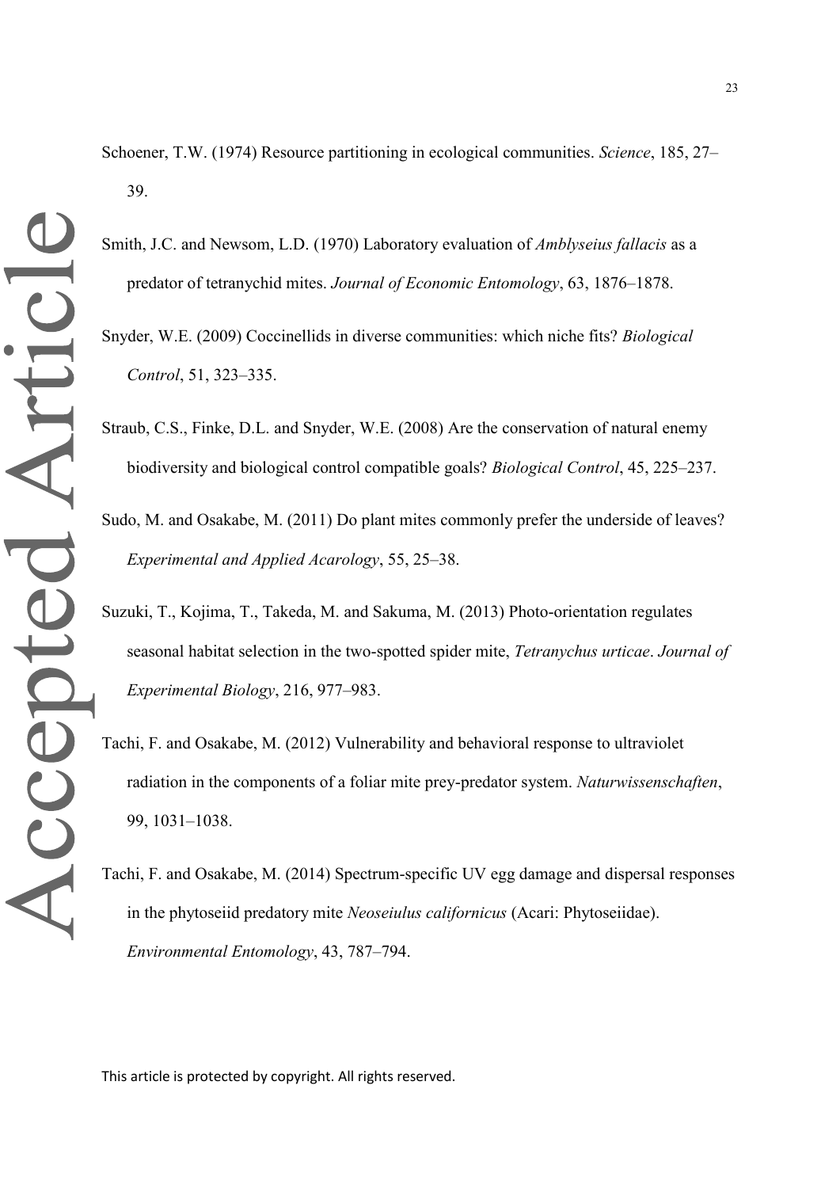Schoener, T.W. (1974) Resource partitioning in ecological communities. *Science*, 185, 27–39.

Smith, J.C. and Newsom, L.D. (1970) Laboratory evaluation of *Amblyseius fallacis* as a predator of tetranychid mites. *Journal of Economic Entomology*, 63, 1876–1878.

Snyder, W.E. (2009) Coccinellids in diverse communities: which niche fits? *Biological Control*, 51, 323–335.

Straub, C.S., Finke, D.L. and Snyder, W.E. (2008) Are the conservation of natural enemy biodiversity and biological control compatible goals? *Biological Control*, 45, 225–237.

Sudo, M. and Osakabe, M. (2011) Do plant mites commonly prefer the underside of leaves? *Experimental and Applied Acarology*, 55, 25–38.

Suzuki, T., Kojima, T., Takeda, M. and Sakuma, M. (2013) Photo-orientation regulates seasonal habitat selection in the two-spotted spider mite, *Tetranychus urticae*. *Journal of Experimental Biology*, 216, 977–983.

Tachi, F. and Osakabe, M. (2012) Vulnerability and behavioral response to ultraviolet radiation in the components of a foliar mite prey-predator system. *Naturwissenschaften*, 99, 1031–1038.

Tachi, F. and Osakabe, M. (2014) Spectrum-specific UV egg damage and dispersal responses in the phytoseiid predatory mite *Neoseiulus californicus* (Acari: Phytoseiidae). *Environmental Entomology*, 43, 787–794.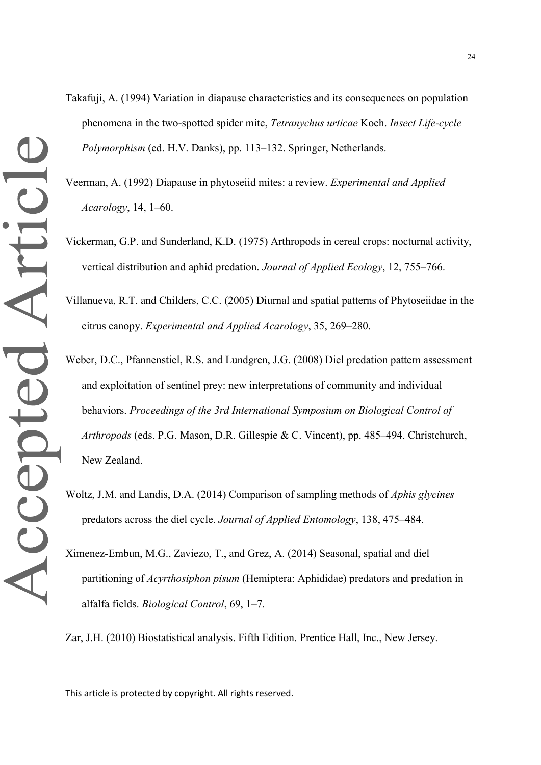Takafuji, A. (1994) Variation in diapause characteristics and its consequences on population phenomena in the two-spotted spider mite, *Tetranychus urticae* Koch. *Insect Life-cycle Polymorphism* (ed. H.V. Danks), pp. 113–132. Springer, Netherlands.

Veerman, A. (1992) Diapause in phytoseiid mites: a review. *Experimental and Applied Acarology*, 14, 1–60.

Vickerman, G.P. and Sunderland, K.D. (1975) Arthropods in cereal crops: nocturnal activity, vertical distribution and aphid predation. *Journal of Applied Ecology*, 12, 755–766.

Villanueva, R.T. and Childers, C.C. (2005) Diurnal and spatial patterns of Phytoseiidae in the citrus canopy. *Experimental and Applied Acarology*, 35, 269–280.

Weber, D.C., Pfannenstiel, R.S. and Lundgren, J.G. (2008) Diel predation pattern assessment and exploitation of sentinel prey: new interpretations of community and individual behaviors. *Proceedings of the 3rd International Symposium on Biological Control of Arthropods* (eds. P.G. Mason, D.R. Gillespie & C. Vincent), pp. 485–494. Christchurch, New Zealand.

Woltz, J.M. and Landis, D.A. (2014) Comparison of sampling methods of *Aphis glycines* predators across the diel cycle. *Journal of Applied Entomology*, 138, 475–484.

Ximenez-Embun, M.G., Zaviezo, T., and Grez, A. (2014) Seasonal, spatial and diel partitioning of *Acyrthosiphon pisum* (Hemiptera: Aphididae) predators and predation in alfalfa fields. *Biological Control*, 69, 1–7.

Zar, J.H. (2010) Biostatistical analysis. Fifth Edition. Prentice Hall, Inc., New Jersey.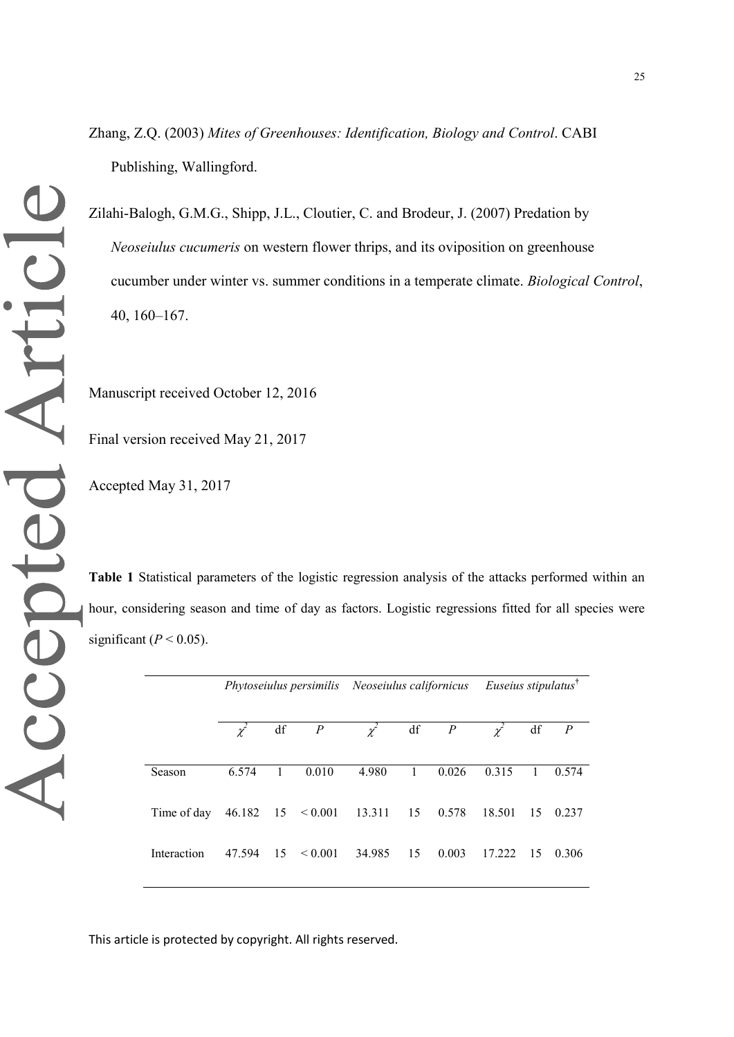Zhang, Z.Q. (2003) *Mites of Greenhouses: Identification, Biology and Control*. CABI Publishing, Wallingford.

Zilahi-Balogh, G.M.G., Shipp, J.L., Cloutier, C. and Brodeur, J. (2007) Predation by *Neoseiulus cucumeris* on western flower thrips, and its oviposition on greenhouse cucumber under winter vs. summer conditions in a temperate climate. *Biological Control*, 40, 160–167.

Manuscript received October 12, 2016

Final version received May 21, 2017

Accepted May 31, 2017

**Table 1** Statistical parameters of the logistic regression analysis of the attacks performed within an hour, considering season and time of day as factors. Logistic regressions fitted for all species were significant ($P < 0.05$).

| | *Phytoseiulus persimilis* | | | *Neoseiulus californicus* | | | *Euseius stipulatus*† | | |
|---|---|---|---|---|---|---|---|---|---|
| | $\chi^2$ | df | $P$ | $\chi^2$ | df | $P$ | $\chi^2$ | df | $P$ |
| Season | 6.574 | 1 | 0.010 | 4.980 | 1 | 0.026 | 0.315 | 1 | 0.574 |
| Time of day | 46.182 | 15 | < 0.001 | 13.311 | 15 | 0.578 | 18.501 | 15 | 0.237 |
| Interaction | 47.594 | 15 | < 0.001 | 34.985 | 15 | 0.003 | 17.222 | 15 | 0.306 |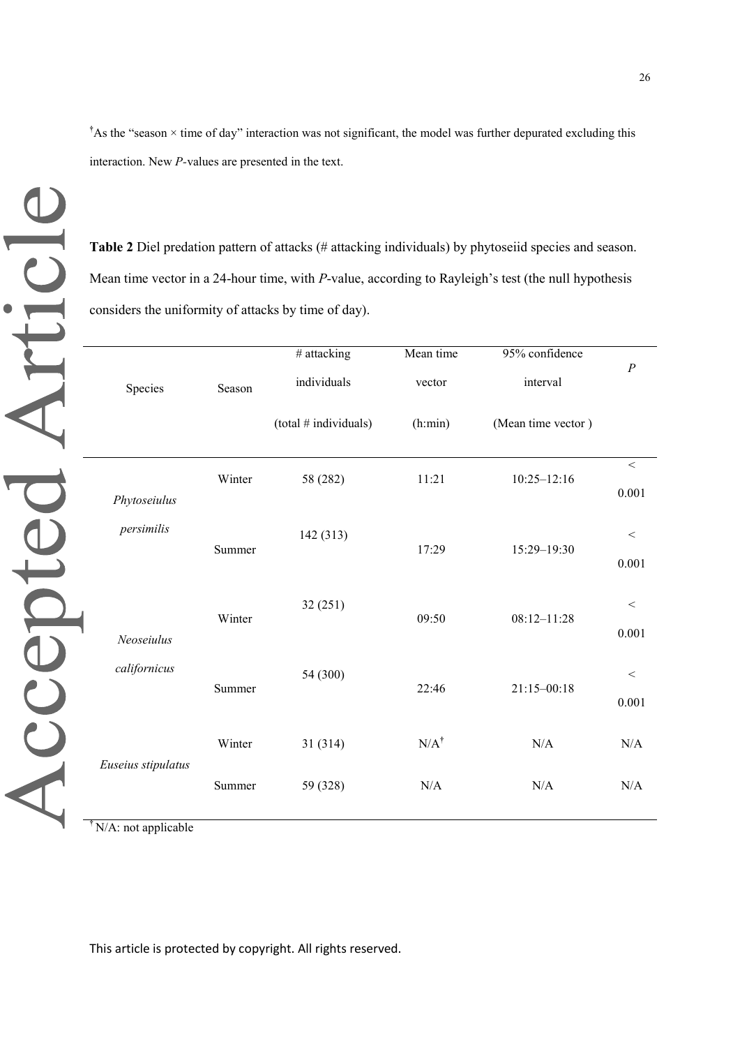[†]As the "season × time of day" interaction was not significant, the model was further depurated excluding this interaction. New *P*-values are presented in the text.

**Table 2** Diel predation pattern of attacks (# attacking individuals) by phytoseiid species and season. Mean time vector in a 24-hour time, with *P*-value, according to Rayleigh's test (the null hypothesis considers the uniformity of attacks by time of day).

| Species | Season | # attacking individuals (total # individuals) | Mean time vector (h:min) | 95% confidence interval (Mean time vector ) | *P* |
|---|---|---|---|---|---|
| *Phytoseiulus persimilis* | Winter | 58 (282) | 11:21 | 10:25–12:16 | < 0.001 |
| | Summer | 142 (313) | 17:29 | 15:29–19:30 | < 0.001 |
| *Neoseiulus californicus* | Winter | 32 (251) | 09:50 | 08:12–11:28 | < 0.001 |
| | Summer | 54 (300) | 22:46 | 21:15–00:18 | < 0.001 |
| *Euseius stipulatus* | Winter | 31 (314) | N/A[†] | N/A | N/A |
| | Summer | 59 (328) | N/A | N/A | N/A |

[†]N/A: not applicable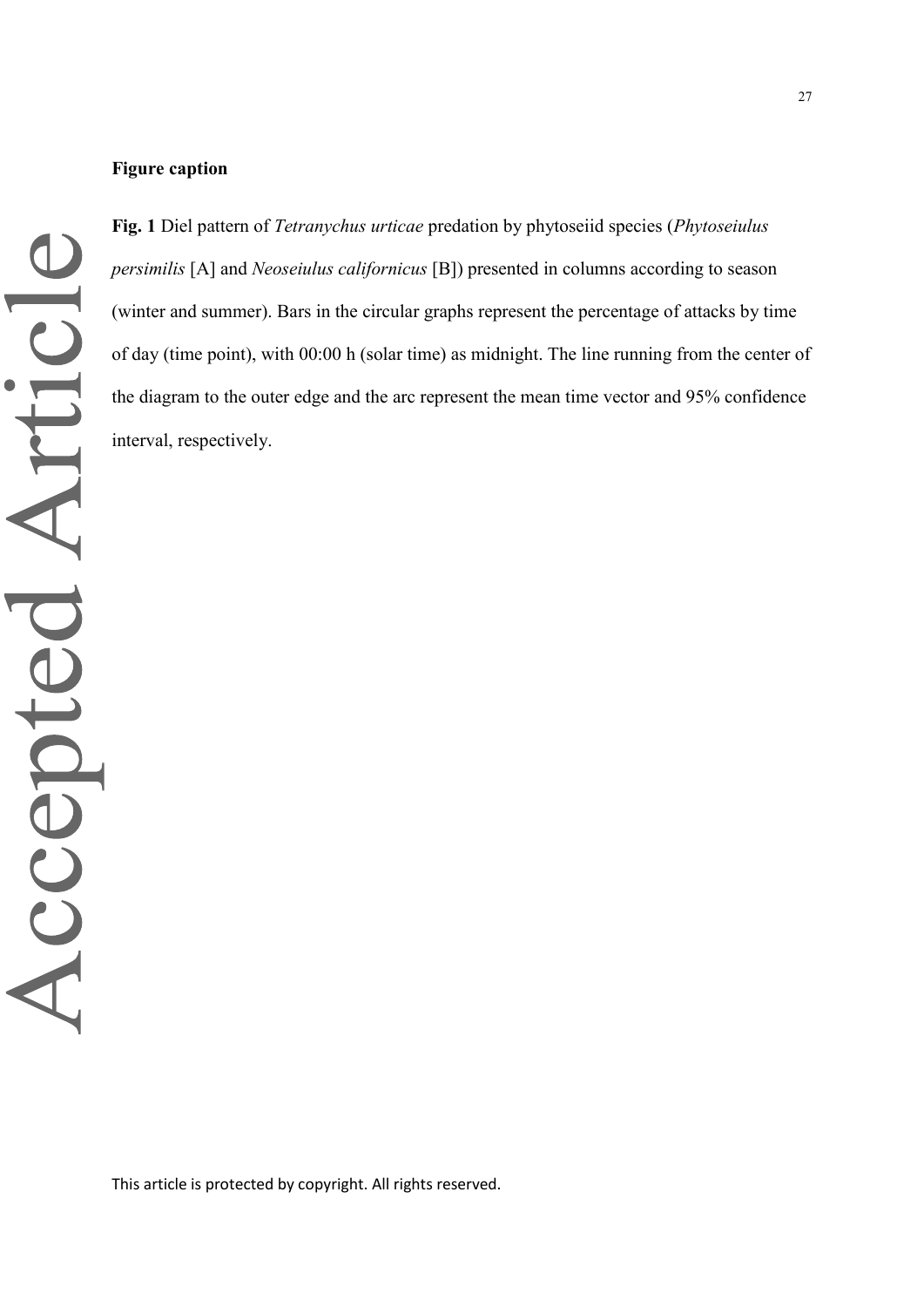**Figure caption**

**Fig. 1** Diel pattern of *Tetranychus urticae* predation by phytoseiid species (*Phytoseiulus persimilis* [A] and *Neoseiulus californicus* [B]) presented in columns according to season (winter and summer). Bars in the circular graphs represent the percentage of attacks by time of day (time point), with 00:00 h (solar time) as midnight. The line running from the center of the diagram to the outer edge and the arc represent the mean time vector and 95% confidence interval, respectively.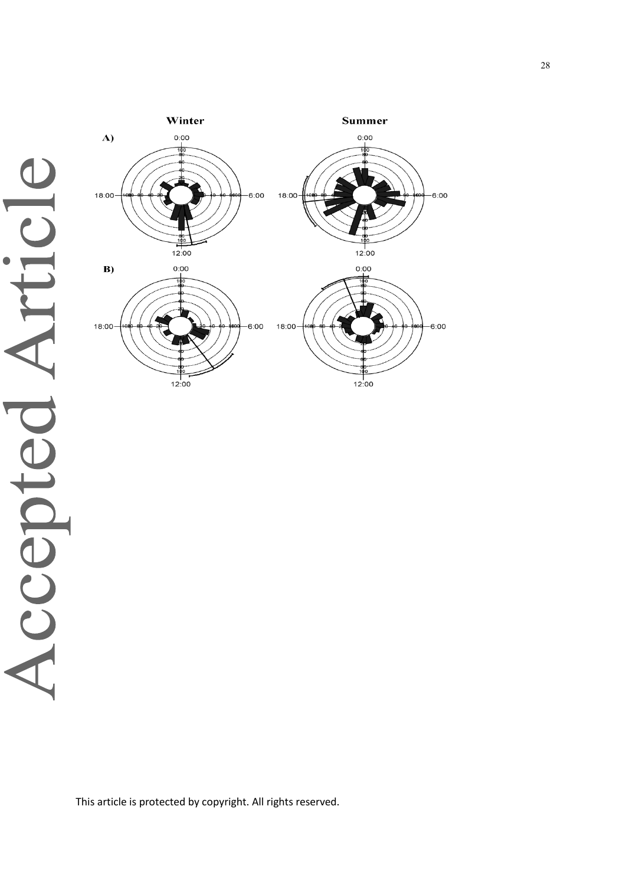Winter

Summer

A)

0:00

18:00

6:00

12:00

B)

0:00

18:00

6:00

12:00

This article is protected by copyright. All rights reserved.